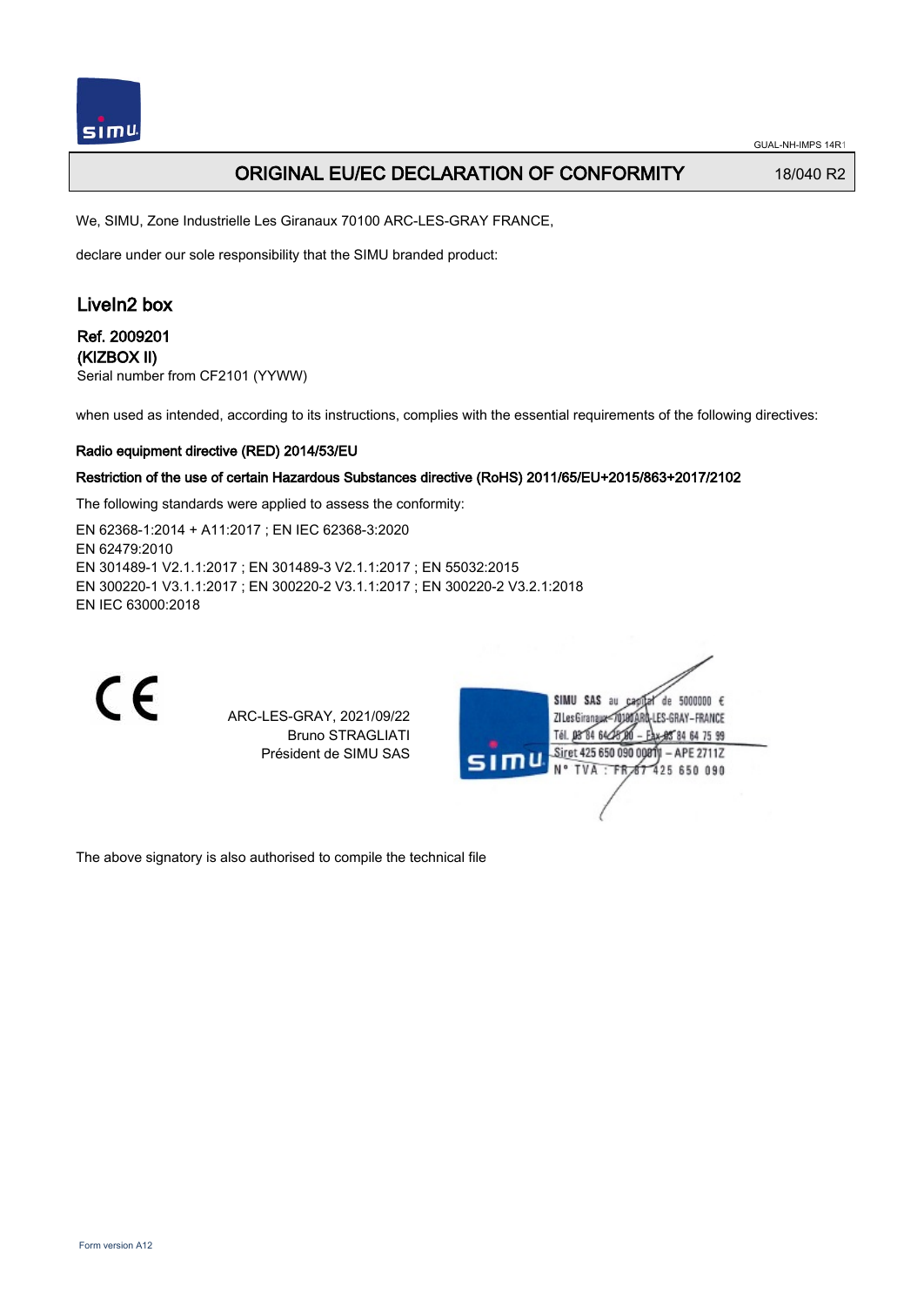GUAL-NH-IMPS 14R1

# ORIGINAL EU/EC DECLARATION OF CONFORMITY

18/040 R2

We, SIMU, Zone Industrielle Les Giranaux 70100 ARC-LES-GRAY FRANCE,

declare under our sole responsibility that the SIMU branded product:

## LiveIn2 box

**Ref. 2009201**
**(KIZBOX II)**
Serial number from CF2101 (YYWW)

when used as intended, according to its instructions, complies with the essential requirements of the following directives:

**Radio equipment directive (RED) 2014/53/EU**

**Restriction of the use of certain Hazardous Substances directive (RoHS) 2011/65/EU+2015/863+2017/2102**

The following standards were applied to assess the conformity:

EN 62368-1:2014 + A11:2017 ; EN IEC 62368-3:2020
EN 62479:2010
EN 301489-1 V2.1.1:2017 ; EN 301489-3 V2.1.1:2017 ; EN 55032:2015
EN 300220-1 V3.1.1:2017 ; EN 300220-2 V3.1.1:2017 ; EN 300220-2 V3.2.1:2018
EN IEC 63000:2018

CE

ARC-LES-GRAY, 2021/09/22
Bruno STRAGLIATI
Président de SIMU SAS

SIMU SAS au capital de 5000000 €
ZI Les Giranaux 70100 ARC-LES-GRAY – FRANCE
Tél. 03 84 64 75 00 – Fax 03 84 64 75 99
Siret 425 650 090 00011 – APE 2711Z
N° TVA : FR 87 425 650 090

The above signatory is also authorised to compile the technical file

Form version A12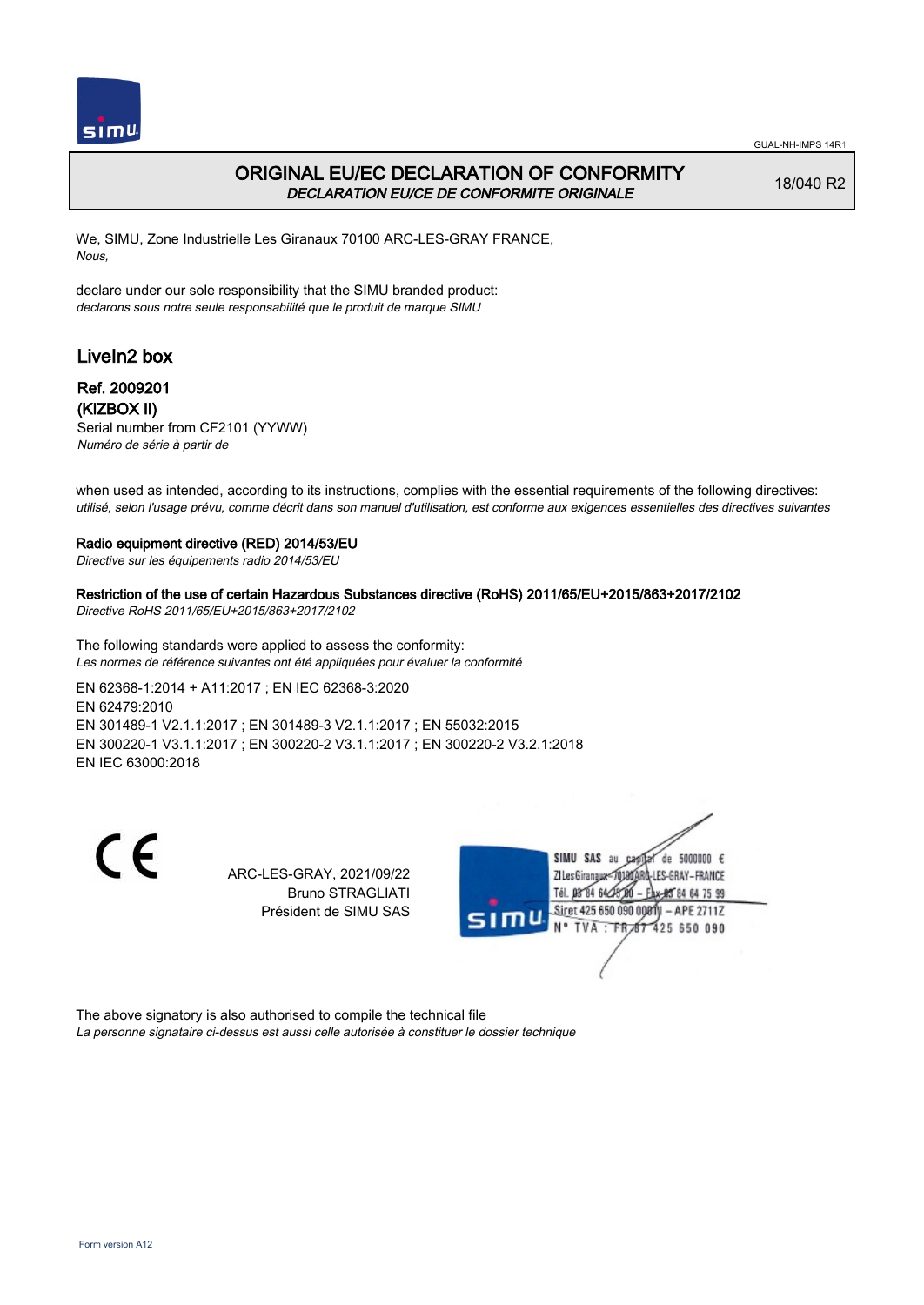# ORIGINAL EU/EC DECLARATION OF CONFORMITY

*DECLARATION EU/CE DE CONFORMITE ORIGINALE*

18/040 R2

We, SIMU, Zone Industrielle Les Giranaux 70100 ARC-LES-GRAY FRANCE,
*Nous,*

declare under our sole responsibility that the SIMU branded product:
*declarons sous notre seule responsabilité que le produit de marque SIMU*

## LiveIn2 box

### Ref. 2009201
### (KIZBOX II)

Serial number from CF2101 (YYWW)
*Numéro de série à partir de*

when used as intended, according to its instructions, complies with the essential requirements of the following directives:
*utilisé, selon l'usage prévu, comme décrit dans son manuel d'utilisation, est conforme aux exigences essentielles des directives suivantes*

**Radio equipment directive (RED) 2014/53/EU**
*Directive sur les équipements radio 2014/53/EU*

**Restriction of the use of certain Hazardous Substances directive (RoHS) 2011/65/EU+2015/863+2017/2102**
*Directive RoHS 2011/65/EU+2015/863+2017/2102*

The following standards were applied to assess the conformity:
*Les normes de référence suivantes ont été appliquées pour évaluer la conformité*

EN 62368-1:2014 + A11:2017 ; EN IEC 62368-3:2020
EN 62479:2010
EN 301489-1 V2.1.1:2017 ; EN 301489-3 V2.1.1:2017 ; EN 55032:2015
EN 300220-1 V3.1.1:2017 ; EN 300220-2 V3.1.1:2017 ; EN 300220-2 V3.2.1:2018
EN IEC 63000:2018

ARC-LES-GRAY, 2021/09/22
Bruno STRAGLIATI
Président de SIMU SAS

SIMU SAS au capital de 5000000 €
ZI Les Giranaux 70100 ARC-LES-GRAY–FRANCE
Tél. 03 84 64 75 00 – Fax 03 84 64 75 99
Siret 425 650 090 00011 – APE 2711Z
N° TVA : FR 87 425 650 090

The above signatory is also authorised to compile the technical file
*La personne signataire ci-dessus est aussi celle autorisée à constituer le dossier technique*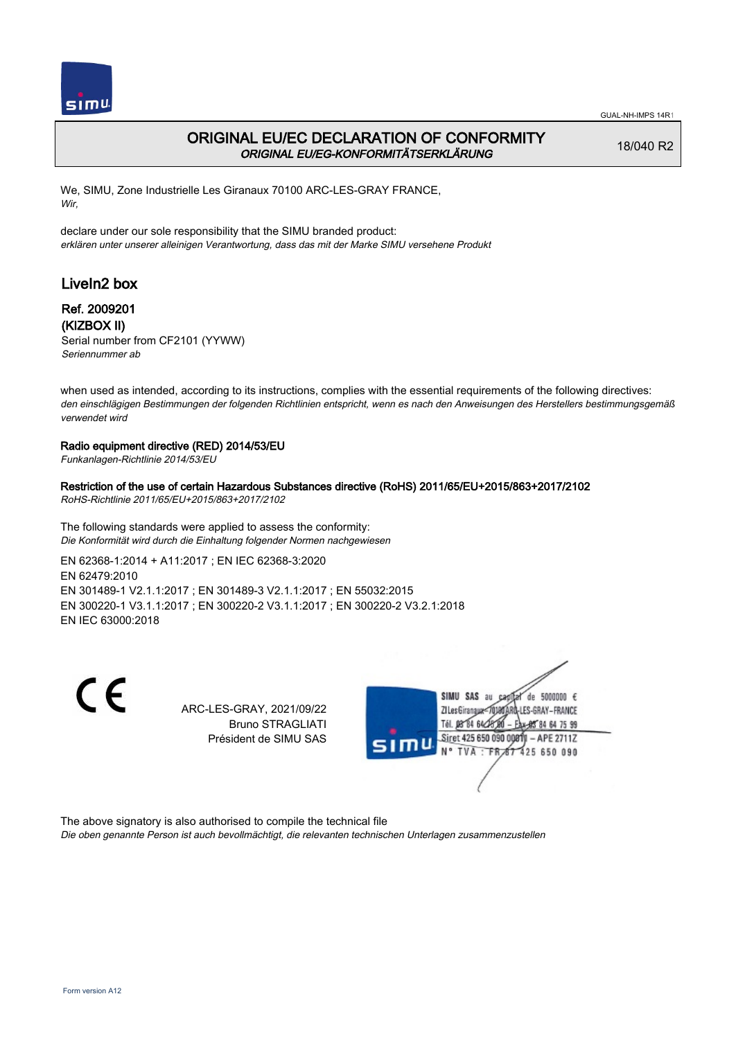# ORIGINAL EU/EC DECLARATION OF CONFORMITY
*ORIGINAL EU/EG-KONFORMITÄTSERKLÄRUNG*

18/040 R2

We, SIMU, Zone Industrielle Les Giranaux 70100 ARC-LES-GRAY FRANCE,
*Wir,*

declare under our sole responsibility that the SIMU branded product:
*erklären unter unserer alleinigen Verantwortung, dass das mit der Marke SIMU versehene Produkt*

## LiveIn2 box

**Ref. 2009201**
**(KIZBOX II)**
Serial number from CF2101 (YYWW)
*Seriennummer ab*

when used as intended, according to its instructions, complies with the essential requirements of the following directives:
*den einschlägigen Bestimmungen der folgenden Richtlinien entspricht, wenn es nach den Anweisungen des Herstellers bestimmungsgemäß verwendet wird*

**Radio equipment directive (RED) 2014/53/EU**
*Funkanlagen-Richtlinie 2014/53/EU*

**Restriction of the use of certain Hazardous Substances directive (RoHS) 2011/65/EU+2015/863+2017/2102**
*RoHS-Richtlinie 2011/65/EU+2015/863+2017/2102*

The following standards were applied to assess the conformity:
*Die Konformität wird durch die Einhaltung folgender Normen nachgewiesen*

EN 62368-1:2014 + A11:2017 ; EN IEC 62368-3:2020
EN 62479:2010
EN 301489-1 V2.1.1:2017 ; EN 301489-3 V2.1.1:2017 ; EN 55032:2015
EN 300220-1 V3.1.1:2017 ; EN 300220-2 V3.1.1:2017 ; EN 300220-2 V3.2.1:2018
EN IEC 63000:2018

CE

ARC-LES-GRAY, 2021/09/22
Bruno STRAGLIATI
Président de SIMU SAS

SIMU SAS au capital de 5000000 €
ZI Les Giranaux 70100 ARC-LES-GRAY-FRANCE
Tél. 03 84 64 28 00 – Fax 03 84 64 75 99
Siret 425 650 090 00011 – APE 2711Z
N° TVA : FR 67 425 650 090

The above signatory is also authorised to compile the technical file
*Die oben genannte Person ist auch bevollmächtigt, die relevanten technischen Unterlagen zusammenzustellen*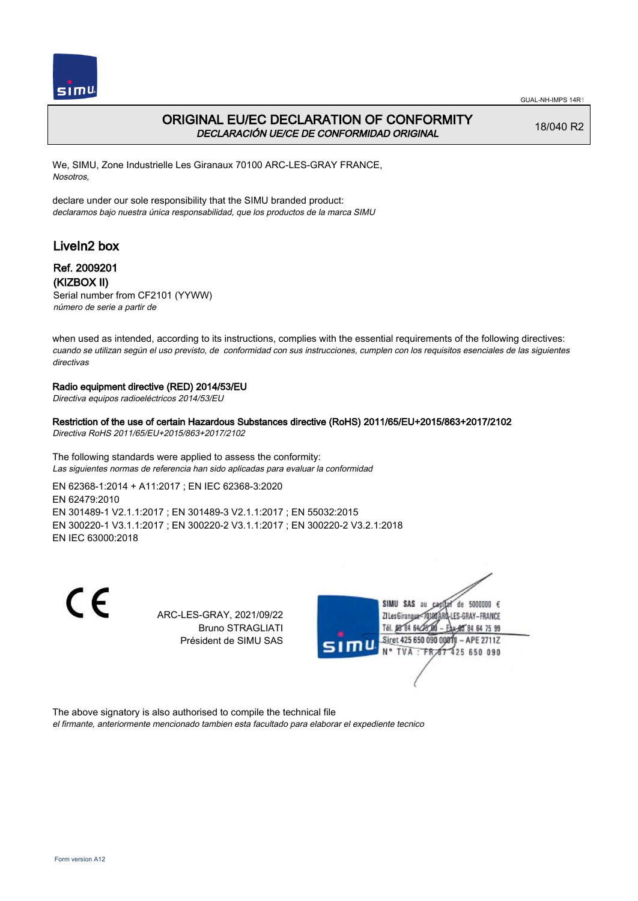GUAL-NH-IMPS 14R1

# ORIGINAL EU/EC DECLARATION OF CONFORMITY
*DECLARACIÓN UE/CE DE CONFORMIDAD ORIGINAL*

18/040 R2

We, SIMU, Zone Industrielle Les Giranaux 70100 ARC-LES-GRAY FRANCE,
*Nosotros,*

declare under our sole responsibility that the SIMU branded product:
*declaramos bajo nuestra única responsabilidad, que los productos de la marca SIMU*

## LiveIn2 box

### Ref. 2009201
### (KIZBOX II)

Serial number from CF2101 (YYWW)
*número de serie a partir de*

when used as intended, according to its instructions, complies with the essential requirements of the following directives:
*cuando se utilizan según el uso previsto, de conformidad con sus instrucciones, cumplen con los requisitos esenciales de las siguientes directivas*

**Radio equipment directive (RED) 2014/53/EU**
*Directiva equipos radioeléctricos 2014/53/EU*

**Restriction of the use of certain Hazardous Substances directive (RoHS) 2011/65/EU+2015/863+2017/2102**
*Directiva RoHS 2011/65/EU+2015/863+2017/2102*

The following standards were applied to assess the conformity:
*Las siguientes normas de referencia han sido aplicadas para evaluar la conformidad*

EN 62368-1:2014 + A11:2017 ; EN IEC 62368-3:2020
EN 62479:2010
EN 301489-1 V2.1.1:2017 ; EN 301489-3 V2.1.1:2017 ; EN 55032:2015
EN 300220-1 V3.1.1:2017 ; EN 300220-2 V3.1.1:2017 ; EN 300220-2 V3.2.1:2018
EN IEC 63000:2018

CE

ARC-LES-GRAY, 2021/09/22
Bruno STRAGLIATI
Président de SIMU SAS

SIMU SAS au capital de 5000000 €
ZI Les Giranaux 70100 ARC-LES-GRAY-FRANCE
Tél. 03 84 64 75 00 – Fax 03 84 64 75 99
Siret 425 650 090 00011 – APE 2711Z
N° TVA : FR 67 425 650 090

The above signatory is also authorised to compile the technical file
*el firmante, anteriormente mencionado tambien esta facultado para elaborar el expediente tecnico*

Form version A12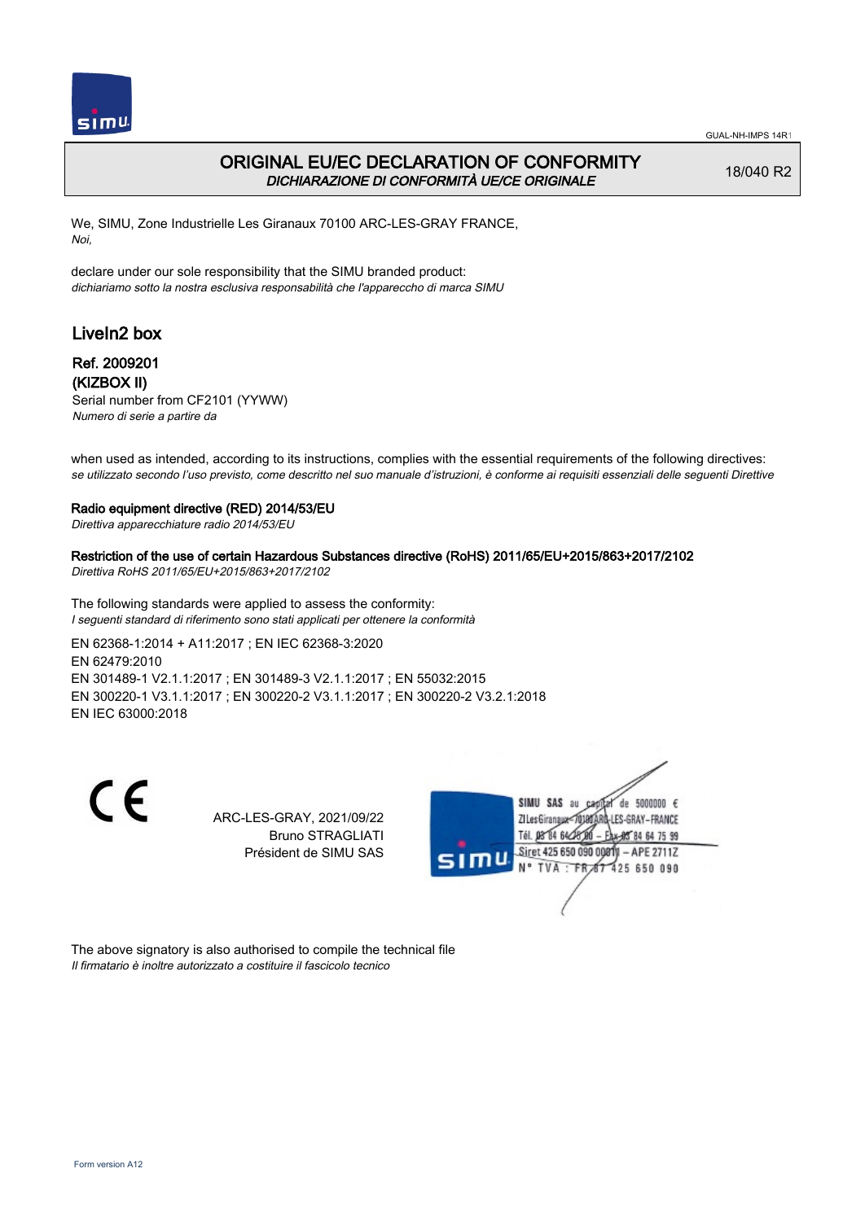# ORIGINAL EU/EC DECLARATION OF CONFORMITY

*DICHIARAZIONE DI CONFORMITÀ UE/CE ORIGINALE*

18/040 R2

We, SIMU, Zone Industrielle Les Giranaux 70100 ARC-LES-GRAY FRANCE,
*Noi,*

declare under our sole responsibility that the SIMU branded product:
*dichiariamo sotto la nostra esclusiva responsabilità che l'apparecchio di marca SIMU*

## LiveIn2 box

**Ref. 2009201**
**(KIZBOX II)**
Serial number from CF2101 (YYWW)
*Numero di serie a partire da*

when used as intended, according to its instructions, complies with the essential requirements of the following directives:
*se utilizzato secondo l'uso previsto, come descritto nel suo manuale d'istruzioni, è conforme ai requisiti essenziali delle seguenti Direttive*

**Radio equipment directive (RED) 2014/53/EU**
*Direttiva apparecchiature radio 2014/53/EU*

**Restriction of the use of certain Hazardous Substances directive (RoHS) 2011/65/EU+2015/863+2017/2102**
*Direttiva RoHS 2011/65/EU+2015/863+2017/2102*

The following standards were applied to assess the conformity:
*I seguenti standard di riferimento sono stati applicati per ottenere la conformità*

EN 62368-1:2014 + A11:2017 ; EN IEC 62368-3:2020
EN 62479:2010
EN 301489-1 V2.1.1:2017 ; EN 301489-3 V2.1.1:2017 ; EN 55032:2015
EN 300220-1 V3.1.1:2017 ; EN 300220-2 V3.1.1:2017 ; EN 300220-2 V3.2.1:2018
EN IEC 63000:2018

ARC-LES-GRAY, 2021/09/22
Bruno STRAGLIATI
Président de SIMU SAS

SIMU SAS au capital de 5000000 €
ZI Les Giranaux 70100 ARC-LES-GRAY-FRANCE
Tél. 03 84 64 75 00 – Fax 03 84 64 75 99
Siret 425 650 090 00011 – APE 2711Z
N° TVA : FR 87 425 650 090

The above signatory is also authorised to compile the technical file
*Il firmatario è inoltre autorizzato a costituire il fascicolo tecnico*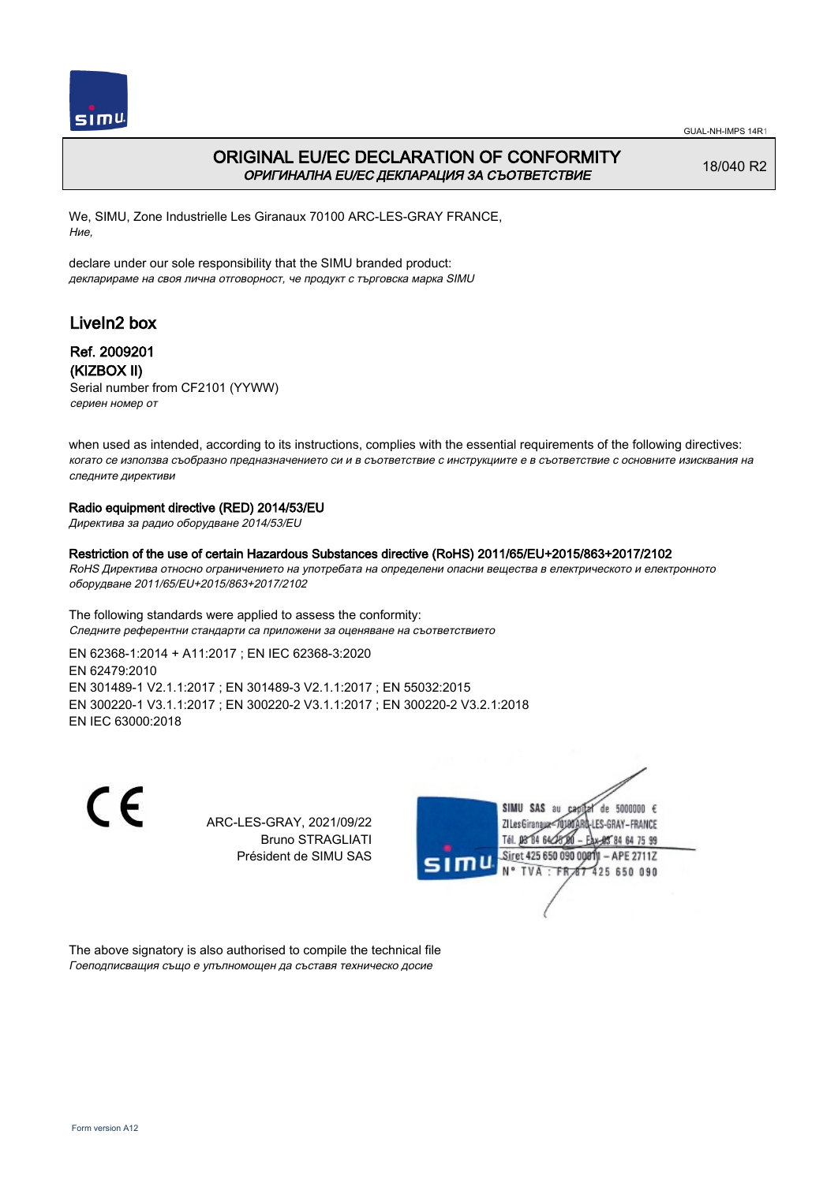GUAL-NH-IMPS 14R1

# ORIGINAL EU/EC DECLARATION OF CONFORMITY
*ОРИГИНАЛНА EU/EC ДЕКЛАРАЦИЯ ЗА СЪОТВЕТСТВИЕ*

18/040 R2

We, SIMU, Zone Industrielle Les Giranaux 70100 ARC-LES-GRAY FRANCE,
*Ние,*

declare under our sole responsibility that the SIMU branded product:
*декларираме на своя лична отговорност, че продукт с търговска марка SIMU*

## LiveIn2 box

**Ref. 2009201**
**(KIZBOX II)**
Serial number from CF2101 (YYWW)
*сериен номер от*

when used as intended, according to its instructions, complies with the essential requirements of the following directives:
*когато се използва съобразно предназначението си и в съответствие с инструкциите е в съответствие с основните изисквания на следните директиви*

**Radio equipment directive (RED) 2014/53/EU**
*Директива за радио оборудване 2014/53/EU*

**Restriction of the use of certain Hazardous Substances directive (RoHS) 2011/65/EU+2015/863+2017/2102**
*RoHS Директива относно ограничението на употребата на определени опасни вещества в електрическото и електронното оборудване 2011/65/EU+2015/863+2017/2102*

The following standards were applied to assess the conformity:
*Следните референтни стандарти са приложени за оценяване на съответствието*

EN 62368-1:2014 + A11:2017 ; EN IEC 62368-3:2020
EN 62479:2010
EN 301489-1 V2.1.1:2017 ; EN 301489-3 V2.1.1:2017 ; EN 55032:2015
EN 300220-1 V3.1.1:2017 ; EN 300220-2 V3.1.1:2017 ; EN 300220-2 V3.2.1:2018
EN IEC 63000:2018

CE

ARC-LES-GRAY, 2021/09/22
Bruno STRAGLIATI
Président de SIMU SAS

SIMU SAS au capital de 5000000 €
ZI Les Giranaux 70100 ARC-LES-GRAY-FRANCE
Tél. 03 84 64 75 00 – Fax 03 84 64 75 99
Siret 425 650 090 00011 – APE 2711Z
N° TVA : FR 87 425 650 090

The above signatory is also authorised to compile the technical file
*Гоеподписващия също е упълномощен да съставя техническо досие*

Form version A12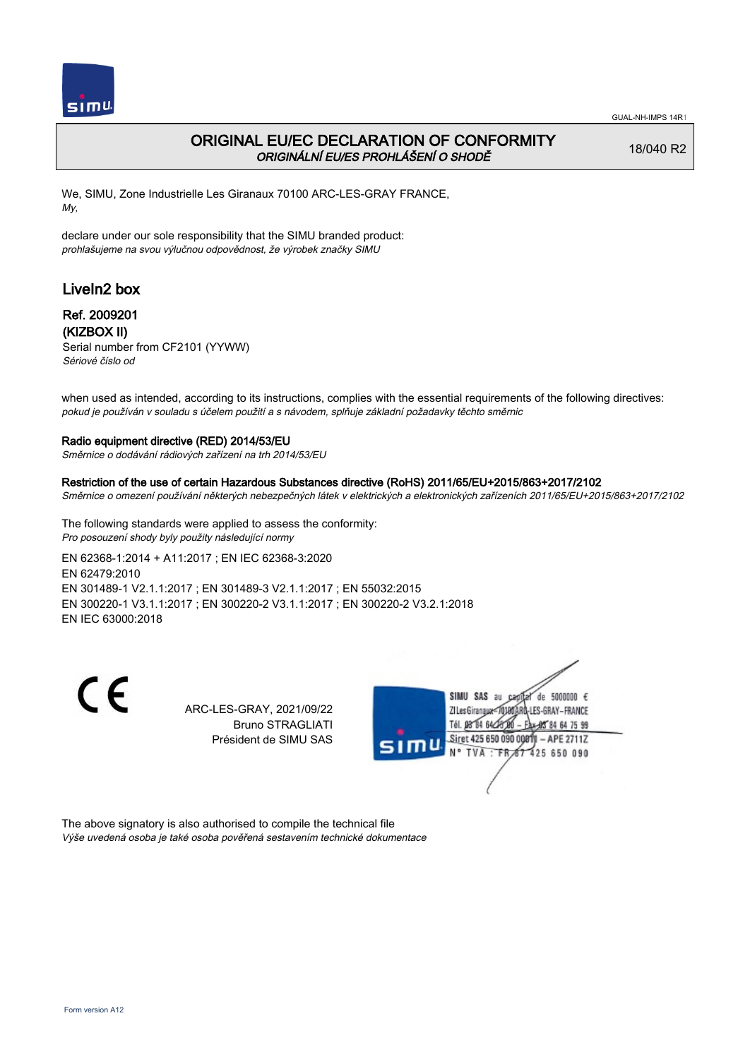# ORIGINAL EU/EC DECLARATION OF CONFORMITY

*ORIGINÁLNÍ EU/ES PROHLÁŠENÍ O SHODĚ*

18/040 R2

We, SIMU, Zone Industrielle Les Giranaux 70100 ARC-LES-GRAY FRANCE,
*My,*

declare under our sole responsibility that the SIMU branded product:
*prohlašujeme na svou výlučnou odpovědnost, že výrobek značky SIMU*

## LiveIn2 box

**Ref. 2009201**
**(KIZBOX II)**
Serial number from CF2101 (YYWW)
*Sériové číslo od*

when used as intended, according to its instructions, complies with the essential requirements of the following directives:
*pokud je používán v souladu s účelem použití a s návodem, splňuje základní požadavky těchto směrnic*

**Radio equipment directive (RED) 2014/53/EU**
*Směrnice o dodávání rádiových zařízení na trh 2014/53/EU*

**Restriction of the use of certain Hazardous Substances directive (RoHS) 2011/65/EU+2015/863+2017/2102**
*Směrnice o omezení používání některých nebezpečných látek v elektrických a elektronických zařízeních 2011/65/EU+2015/863+2017/2102*

The following standards were applied to assess the conformity:
*Pro posouzení shody byly použity následující normy*

EN 62368-1:2014 + A11:2017 ; EN IEC 62368-3:2020
EN 62479:2010
EN 301489-1 V2.1.1:2017 ; EN 301489-3 V2.1.1:2017 ; EN 55032:2015
EN 300220-1 V3.1.1:2017 ; EN 300220-2 V3.1.1:2017 ; EN 300220-2 V3.2.1:2018
EN IEC 63000:2018

ARC-LES-GRAY, 2021/09/22
Bruno STRAGLIATI
Président de SIMU SAS

SIMU SAS au capital de 5000000 €
ZI Les Giranaux 70100 ARC-LES-GRAY-FRANCE
Tél. 03 84 64 75 00 – Fax 03 84 64 75 99
Siret 425 650 090 00011 – APE 2711Z
N° TVA : FR 87 425 650 090

The above signatory is also authorised to compile the technical file
*Výše uvedená osoba je také osoba pověřená sestavením technické dokumentace*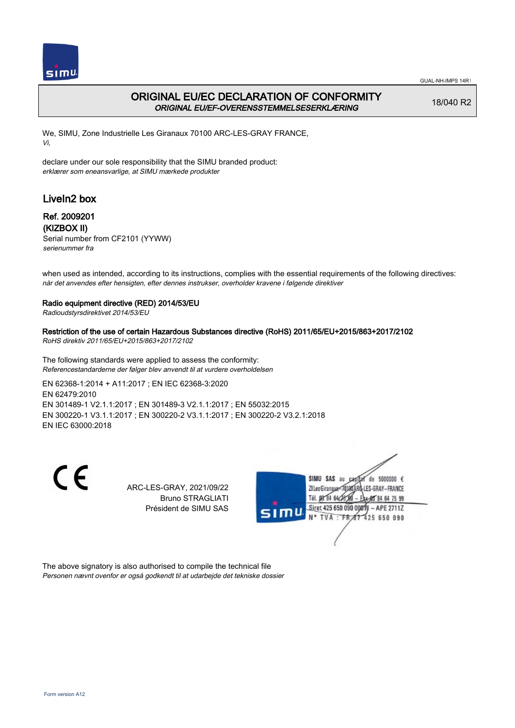# ORIGINAL EU/EC DECLARATION OF CONFORMITY

***ORIGINAL EU/EF-OVERENSSTEMMELSESERKLÆRING***

18/040 R2

We, SIMU, Zone Industrielle Les Giranaux 70100 ARC-LES-GRAY FRANCE,
*Vi,*

declare under our sole responsibility that the SIMU branded product:
*erklærer som eneansvarlige, at SIMU mærkede produkter*

## LiveIn2 box

### Ref. 2009201
### (KIZBOX II)

Serial number from CF2101 (YYWW)
*serienummer fra*

when used as intended, according to its instructions, complies with the essential requirements of the following directives:
*når det anvendes efter hensigten, efter dennes instrukser, overholder kravene i følgende direktiver*

**Radio equipment directive (RED) 2014/53/EU**
*Radioudstyrsdirektivet 2014/53/EU*

**Restriction of the use of certain Hazardous Substances directive (RoHS) 2011/65/EU+2015/863+2017/2102**
*RoHS direktiv 2011/65/EU+2015/863+2017/2102*

The following standards were applied to assess the conformity:
*Referencestandarderne der følger blev anvendt til at vurdere overholdelsen*

EN 62368-1:2014 + A11:2017 ; EN IEC 62368-3:2020
EN 62479:2010
EN 301489-1 V2.1.1:2017 ; EN 301489-3 V2.1.1:2017 ; EN 55032:2015
EN 300220-1 V3.1.1:2017 ; EN 300220-2 V3.1.1:2017 ; EN 300220-2 V3.2.1:2018
EN IEC 63000:2018

CE

ARC-LES-GRAY, 2021/09/22
Bruno STRAGLIATI
Président de SIMU SAS

SIMU SAS au capital de 5000000 €
ZI Les Giranaux 70100 ARC-LES-GRAY-FRANCE
Tél. 03 84 64 75 00 – Fax 03 84 64 75 99
Siret 425 650 090 00011 – APE 2711Z
N° TVA : FR 87 425 650 090

The above signatory is also authorised to compile the technical file
*Personen nævnt ovenfor er også godkendt til at udarbejde det tekniske dossier*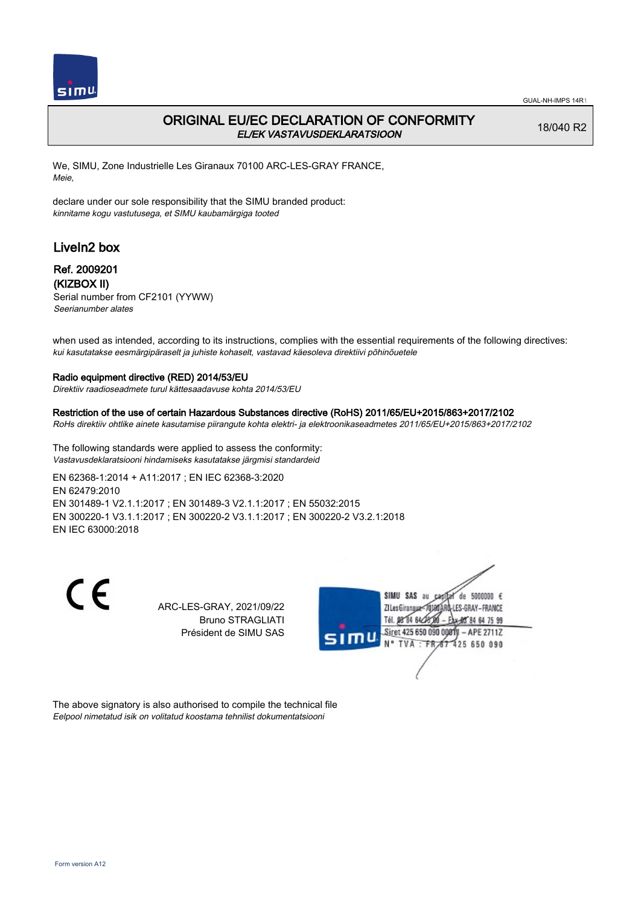GUAL-NH-IMPS 14R1

# ORIGINAL EU/EC DECLARATION OF CONFORMITY
*EL/EK VASTAVUSDEKLARATSIOON*

18/040 R2

We, SIMU, Zone Industrielle Les Giranaux 70100 ARC-LES-GRAY FRANCE,
*Meie,*

declare under our sole responsibility that the SIMU branded product:
*kinnitame kogu vastutusega, et SIMU kaubamärgiga tooted*

## LiveIn2 box

### Ref. 2009201
### (KIZBOX II)

Serial number from CF2101 (YYWW)
*Seerianumber alates*

when used as intended, according to its instructions, complies with the essential requirements of the following directives:
*kui kasutatakse eesmärgipäraselt ja juhiste kohaselt, vastavad käesoleva direktiivi põhinõuetele*

**Radio equipment directive (RED) 2014/53/EU**
*Direktiiv raadioseadmete turul kättesaadavuse kohta 2014/53/EU*

**Restriction of the use of certain Hazardous Substances directive (RoHS) 2011/65/EU+2015/863+2017/2102**
*RoHs direktiiv ohtlike ainete kasutamise piirangute kohta elektri- ja elektroonikaseadmetes 2011/65/EU+2015/863+2017/2102*

The following standards were applied to assess the conformity:
*Vastavusdeklaratsiooni hindamiseks kasutatakse järgmisi standardeid*

EN 62368-1:2014 + A11:2017 ; EN IEC 62368-3:2020
EN 62479:2010
EN 301489-1 V2.1.1:2017 ; EN 301489-3 V2.1.1:2017 ; EN 55032:2015
EN 300220-1 V3.1.1:2017 ; EN 300220-2 V3.1.1:2017 ; EN 300220-2 V3.2.1:2018
EN IEC 63000:2018

CE

ARC-LES-GRAY, 2021/09/22
Bruno STRAGLIATI
Président de SIMU SAS

SIMU SAS au capital de 5000000 €
ZI Les Giranaux 70100 ARC-LES-GRAY–FRANCE
Tél. 03 84 64 75 00 – Fax 03 84 64 75 99
Siret 425 650 090 00011 – APE 2711Z
N° TVA : FR 87 425 650 090

The above signatory is also authorised to compile the technical file
*Eelpool nimetatud isik on volitatud koostama tehnilist dokumentatsiooni*

Form version A12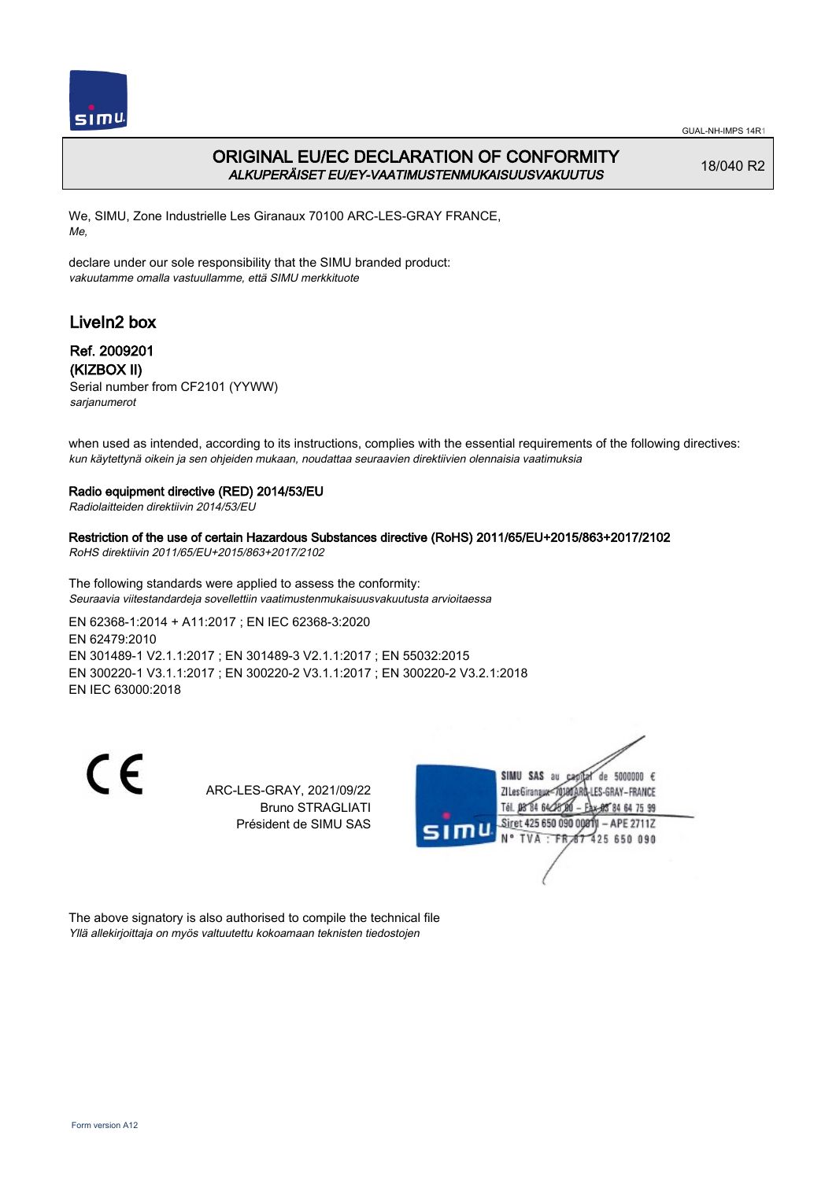# ORIGINAL EU/EC DECLARATION OF CONFORMITY
*ALKUPERÄISET EU/EY-VAATIMUSTENMUKAISUUSVAKUUTUS*

18/040 R2

We, SIMU, Zone Industrielle Les Giranaux 70100 ARC-LES-GRAY FRANCE,
*Me,*

declare under our sole responsibility that the SIMU branded product:
*vakuutamme omalla vastuullamme, että SIMU merkkituote*

## LiveIn2 box

**Ref. 2009201**
**(KIZBOX II)**
Serial number from CF2101 (YYWW)
*sarjanumerot*

when used as intended, according to its instructions, complies with the essential requirements of the following directives:
*kun käytettynä oikein ja sen ohjeiden mukaan, noudattaa seuraavien direktiivien olennaisia vaatimuksia*

**Radio equipment directive (RED) 2014/53/EU**
*Radiolaitteiden direktiivin 2014/53/EU*

**Restriction of the use of certain Hazardous Substances directive (RoHS) 2011/65/EU+2015/863+2017/2102**
*RoHS direktiivin 2011/65/EU+2015/863+2017/2102*

The following standards were applied to assess the conformity:
*Seuraavia viitestandardeja sovellettiin vaatimustenmukaisuusvakuutusta arvioitaessa*

EN 62368-1:2014 + A11:2017 ; EN IEC 62368-3:2020
EN 62479:2010
EN 301489-1 V2.1.1:2017 ; EN 301489-3 V2.1.1:2017 ; EN 55032:2015
EN 300220-1 V3.1.1:2017 ; EN 300220-2 V3.1.1:2017 ; EN 300220-2 V3.2.1:2018
EN IEC 63000:2018

ARC-LES-GRAY, 2021/09/22
Bruno STRAGLIATI
Président de SIMU SAS

SIMU SAS au capital de 5000000 €
ZI Les Giranaux 70100 ARC-LES-GRAY-FRANCE
Tél. 03 84 64 75 00 – Fax 03 84 64 75 99
Siret 425 650 090 00011 – APE 2711Z
N° TVA : FR 87 425 650 090

The above signatory is also authorised to compile the technical file
*Yllä allekirjoittaja on myös valtuutettu kokoamaan teknisten tiedostojen*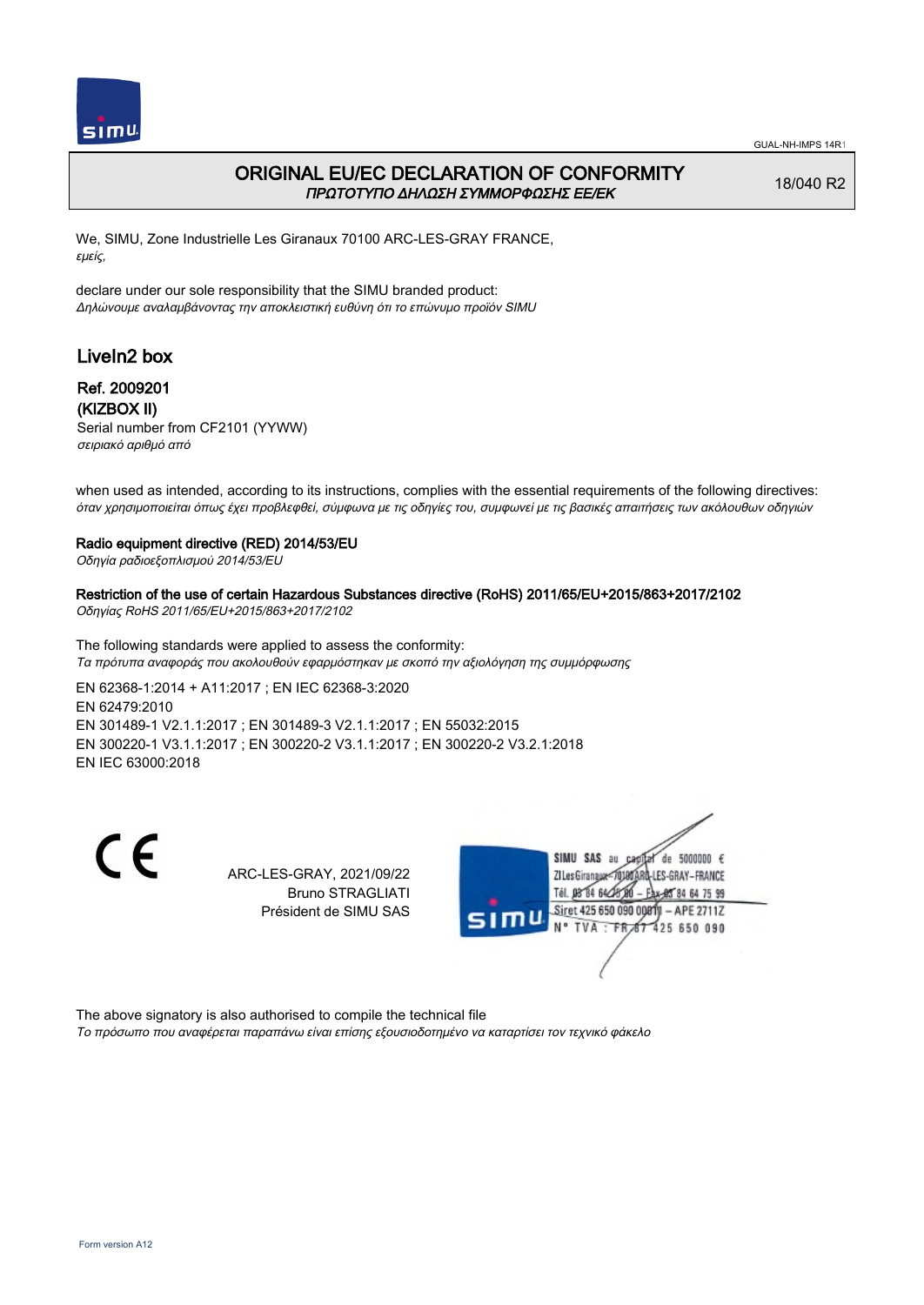# ORIGINAL EU/EC DECLARATION OF CONFORMITY

*ΠΡΩΤΟΤΥΠΟ ΔΗΛΩΣΗ ΣΥΜΜΟΡΦΩΣΗΣ ΕΕ/ΕΚ*

18/040 R2

We, SIMU, Zone Industrielle Les Giranaux 70100 ARC-LES-GRAY FRANCE,
*εμείς,*

declare under our sole responsibility that the SIMU branded product:
*Δηλώνουμε αναλαμβάνοντας την αποκλειστική ευθύνη ότι το επώνυμο προϊόν SIMU*

## LiveIn2 box

### Ref. 2009201
### (KIZBOX II)

Serial number from CF2101 (YYWW)
*σειριακό αριθμό από*

when used as intended, according to its instructions, complies with the essential requirements of the following directives:
*όταν χρησιμοποιείται όπως έχει προβλεφθεί, σύμφωνα με τις οδηγίες του, συμφωνεί με τις βασικές απαιτήσεις των ακόλουθων οδηγιών*

**Radio equipment directive (RED) 2014/53/EU**
*Οδηγία ραδιοεξοπλισμού 2014/53/EU*

**Restriction of the use of certain Hazardous Substances directive (RoHS) 2011/65/EU+2015/863+2017/2102**
*Οδηγίας RoHS 2011/65/EU+2015/863+2017/2102*

The following standards were applied to assess the conformity:
*Τα πρότυπα αναφοράς που ακολουθούν εφαρμόστηκαν με σκοπό την αξιολόγηση της συμμόρφωσης*

EN 62368-1:2014 + A11:2017 ; EN IEC 62368-3:2020
EN 62479:2010
EN 301489-1 V2.1.1:2017 ; EN 301489-3 V2.1.1:2017 ; EN 55032:2015
EN 300220-1 V3.1.1:2017 ; EN 300220-2 V3.1.1:2017 ; EN 300220-2 V3.2.1:2018
EN IEC 63000:2018

CE

ARC-LES-GRAY, 2021/09/22
Bruno STRAGLIATI
Président de SIMU SAS

SIMU SAS au capital de 5000000 €
ZI Les Giranaux 70100 ARC-LES-GRAY-FRANCE
Tél. 03 84 64 75 00 – Fax 03 84 64 75 99
Siret 425 650 090 00011 – APE 2711Z
N° TVA : FR 87 425 650 090

The above signatory is also authorised to compile the technical file
*Το πρόσωπο που αναφέρεται παραπάνω είναι επίσης εξουσιοδοτημένο να καταρτίσει τον τεχνικό φάκελο*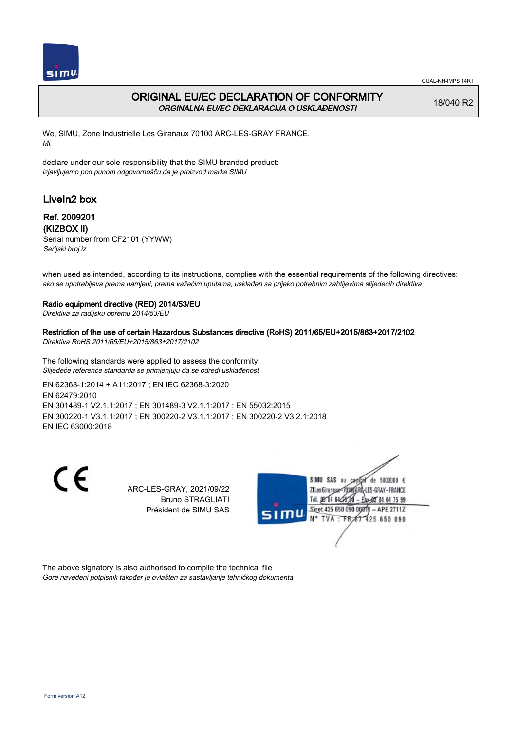# ORIGINAL EU/EC DECLARATION OF CONFORMITY
*ORGINALNA EU/EC DEKLARACIJA O USKLAĐENOSTI*

18/040 R2

We, SIMU, Zone Industrielle Les Giranaux 70100 ARC-LES-GRAY FRANCE,
*Mi,*

declare under our sole responsibility that the SIMU branded product:
*izjavljujemo pod punom odgovornošču da je proizvod marke SIMU*

## LiveIn2 box

### Ref. 2009201
### (KIZBOX II)

Serial number from CF2101 (YYWW)
*Serijski broj iz*

when used as intended, according to its instructions, complies with the essential requirements of the following directives:
*ako se upotrebljava prema namjeni, prema važećim uputama, usklađen sa prijeko potrebnim zahtijevima slijedećih direktiva*

**Radio equipment directive (RED) 2014/53/EU**
*Direktiva za radijsku opremu 2014/53/EU*

**Restriction of the use of certain Hazardous Substances directive (RoHS) 2011/65/EU+2015/863+2017/2102**
*Direktiva RoHS 2011/65/EU+2015/863+2017/2102*

The following standards were applied to assess the conformity:
*Slijedeće reference standarda se primjenjuju da se odredi usklađenost*

EN 62368-1:2014 + A11:2017 ; EN IEC 62368-3:2020
EN 62479:2010
EN 301489-1 V2.1.1:2017 ; EN 301489-3 V2.1.1:2017 ; EN 55032:2015
EN 300220-1 V3.1.1:2017 ; EN 300220-2 V3.1.1:2017 ; EN 300220-2 V3.2.1:2018
EN IEC 63000:2018

CE

ARC-LES-GRAY, 2021/09/22
Bruno STRAGLIATI
Président de SIMU SAS

SIMU SAS au capital de 5000000 €
ZI Les Giranaux 70100 ARC-LES-GRAY-FRANCE
Tél. 03 84 64 75 00 – Fax 03 84 64 75 99
Siret 425 650 090 00011 – APE 2711Z
N° TVA : FR 87 425 650 090

The above signatory is also authorised to compile the technical file
*Gore navedeni potpisnik također je ovlašten za sastavljanje tehničkog dokumenta*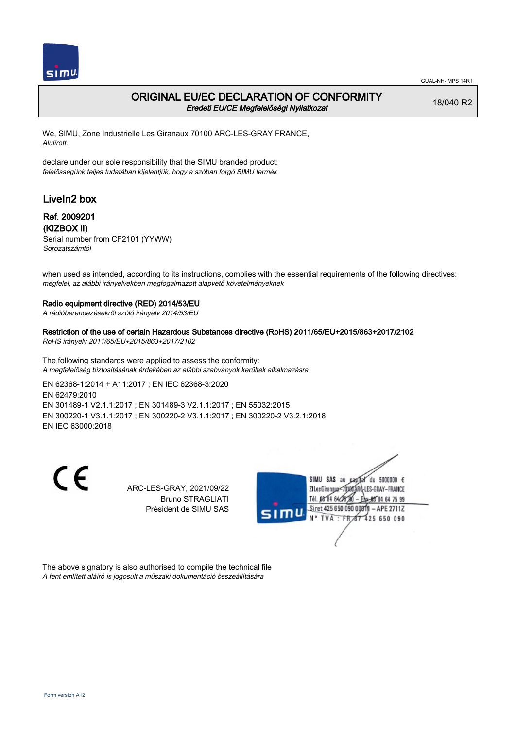# ORIGINAL EU/EC DECLARATION OF CONFORMITY
*Eredeti EU/CE Megfelelőségi Nyilatkozat*

18/040 R2

We, SIMU, Zone Industrielle Les Giranaux 70100 ARC-LES-GRAY FRANCE,
*Alulírott,*

declare under our sole responsibility that the SIMU branded product:
*felelősségünk teljes tudatában kijelentjük, hogy a szóban forgó SIMU termék*

## LiveIn2 box

**Ref. 2009201**
**(KIZBOX II)**
Serial number from CF2101 (YYWW)
*Sorozatszámtól*

when used as intended, according to its instructions, complies with the essential requirements of the following directives:
*megfelel, az alábbi irányelvekben megfogalmazott alapvető követelményeknek*

**Radio equipment directive (RED) 2014/53/EU**
*A rádióberendezésekről szóló irányelv 2014/53/EU*

**Restriction of the use of certain Hazardous Substances directive (RoHS) 2011/65/EU+2015/863+2017/2102**
*RoHS irányelv 2011/65/EU+2015/863+2017/2102*

The following standards were applied to assess the conformity:
*A megfelelőség biztosításának érdekében az alábbi szabványok kerültek alkalmazásra*

EN 62368-1:2014 + A11:2017 ; EN IEC 62368-3:2020
EN 62479:2010
EN 301489-1 V2.1.1:2017 ; EN 301489-3 V2.1.1:2017 ; EN 55032:2015
EN 300220-1 V3.1.1:2017 ; EN 300220-2 V3.1.1:2017 ; EN 300220-2 V3.2.1:2018
EN IEC 63000:2018

CE

ARC-LES-GRAY, 2021/09/22
Bruno STRAGLIATI
Président de SIMU SAS

SIMU SAS au capital de 5000000 €
ZI Les Giranaux 70100 ARC-LES-GRAY–FRANCE
Tél. 03 84 64 75 00 – Fax 03 84 64 75 99
Siret 425 650 090 00011 – APE 2711Z
N° TVA : FR 87 425 650 090

The above signatory is also authorised to compile the technical file
*A fent említett aláíró is jogosult a műszaki dokumentáció összeállítására*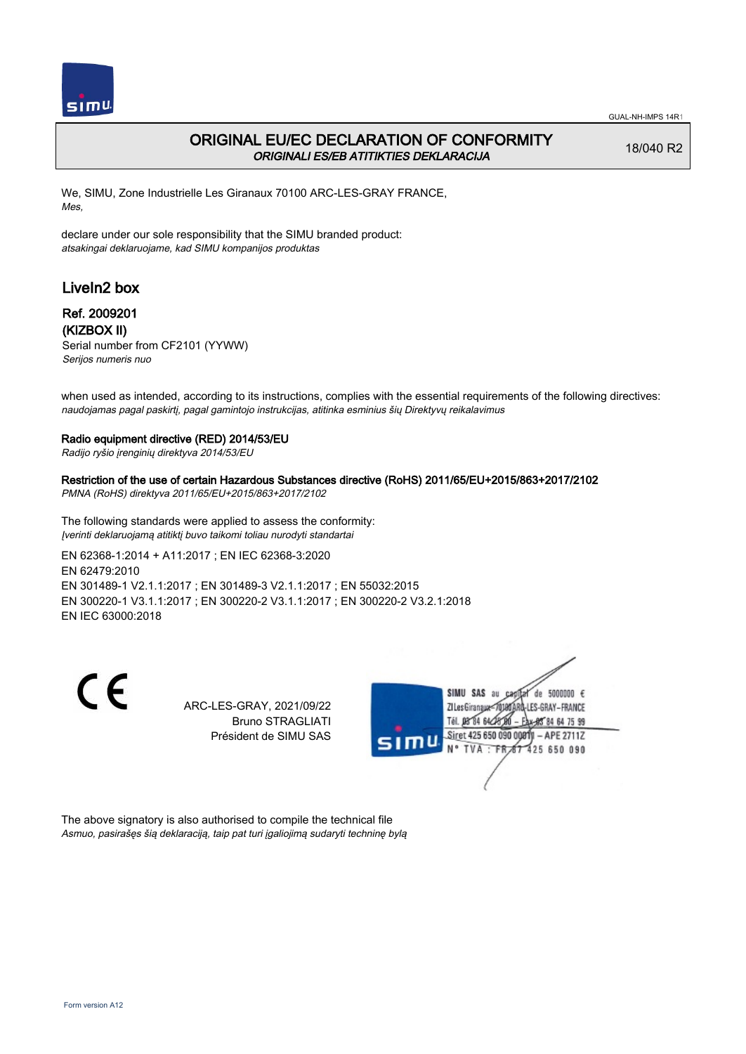# ORIGINAL EU/EC DECLARATION OF CONFORMITY
*ORIGINALI ES/EB ATITIKTIES DEKLARACIJA*

18/040 R2

We, SIMU, Zone Industrielle Les Giranaux 70100 ARC-LES-GRAY FRANCE,
*Mes,*

declare under our sole responsibility that the SIMU branded product:
*atsakingai deklaruojame, kad SIMU kompanijos produktas*

## LiveIn2 box

**Ref. 2009201**
**(KIZBOX II)**
Serial number from CF2101 (YYWW)
*Serijos numeris nuo*

when used as intended, according to its instructions, complies with the essential requirements of the following directives:
*naudojamas pagal paskirtį, pagal gamintojo instrukcijas, atitinka esminius šių Direktyvų reikalavimus*

**Radio equipment directive (RED) 2014/53/EU**
*Radijo ryšio įrenginių direktyva 2014/53/EU*

**Restriction of the use of certain Hazardous Substances directive (RoHS) 2011/65/EU+2015/863+2017/2102**
*PMNA (RoHS) direktyva 2011/65/EU+2015/863+2017/2102*

The following standards were applied to assess the conformity:
*Įverinti deklaruojamą atitiktį buvo taikomi toliau nurodyti standartai*

EN 62368-1:2014 + A11:2017 ; EN IEC 62368-3:2020
EN 62479:2010
EN 301489-1 V2.1.1:2017 ; EN 301489-3 V2.1.1:2017 ; EN 55032:2015
EN 300220-1 V3.1.1:2017 ; EN 300220-2 V3.1.1:2017 ; EN 300220-2 V3.2.1:2018
EN IEC 63000:2018

CE

ARC-LES-GRAY, 2021/09/22
Bruno STRAGLIATI
Président de SIMU SAS

SIMU SAS au capital de 5000000 €
ZI Les Giranaux 70100 ARC-LES-GRAY – FRANCE
Tél. 03 84 64 75 00 – Fax 03 84 64 75 99
Siret 425 650 090 00011 – APE 2711Z
N° TVA : FR 87 425 650 090

The above signatory is also authorised to compile the technical file
*Asmuo, pasirašęs šią deklaraciją, taip pat turi įgaliojimą sudaryti techninę bylą*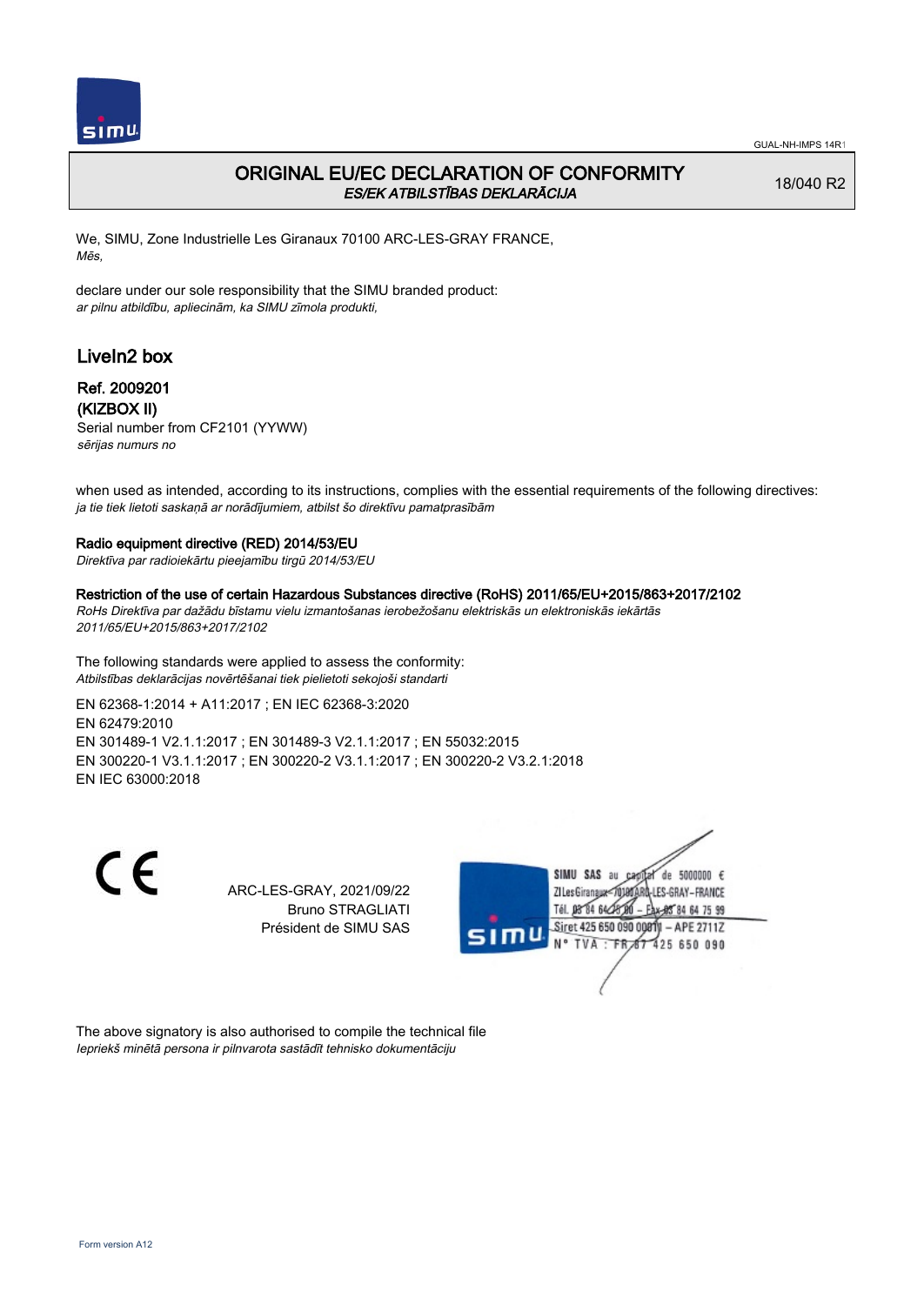GUAL-NH-IMPS 14R1

# ORIGINAL EU/EC DECLARATION OF CONFORMITY
*ES/EK ATBILSTĪBAS DEKLARĀCIJA*

18/040 R2

We, SIMU, Zone Industrielle Les Giranaux 70100 ARC-LES-GRAY FRANCE,
*Mēs,*

declare under our sole responsibility that the SIMU branded product:
*ar pilnu atbildību, apliecinām, ka SIMU zīmola produkti,*

## LiveIn2 box

### Ref. 2009201
### (KIZBOX II)

Serial number from CF2101 (YYWW)
*sērijas numurs no*

when used as intended, according to its instructions, complies with the essential requirements of the following directives:
*ja tie tiek lietoti saskaņā ar norādījumiem, atbilst šo direktīvu pamatprasībām*

**Radio equipment directive (RED) 2014/53/EU**
*Direktīva par radioiekārtu pieejamību tirgū 2014/53/EU*

**Restriction of the use of certain Hazardous Substances directive (RoHS) 2011/65/EU+2015/863+2017/2102**
*RoHs Direktīva par dažādu bīstamu vielu izmantošanas ierobežošanu elektriskās un elektroniskās iekārtās 2011/65/EU+2015/863+2017/2102*

The following standards were applied to assess the conformity:
*Atbilstības deklarācijas novērtēšanai tiek pielietoti sekojoši standarti*

EN 62368-1:2014 + A11:2017 ; EN IEC 62368-3:2020
EN 62479:2010
EN 301489-1 V2.1.1:2017 ; EN 301489-3 V2.1.1:2017 ; EN 55032:2015
EN 300220-1 V3.1.1:2017 ; EN 300220-2 V3.1.1:2017 ; EN 300220-2 V3.2.1:2018
EN IEC 63000:2018

CE

ARC-LES-GRAY, 2021/09/22
Bruno STRAGLIATI
Président de SIMU SAS

SIMU SAS au capital de 5000000 €
ZI Les Giranaux 70100 ARC-LES-GRAY-FRANCE
Tél. 03 84 64 28 00 – Fax 03 84 64 75 99
Siret 425 650 090 00011 – APE 2711Z
N° TVA : FR 67 425 650 090

The above signatory is also authorised to compile the technical file
*Iepriekš minētā persona ir pilnvarota sastādīt tehnisko dokumentāciju*

Form version A12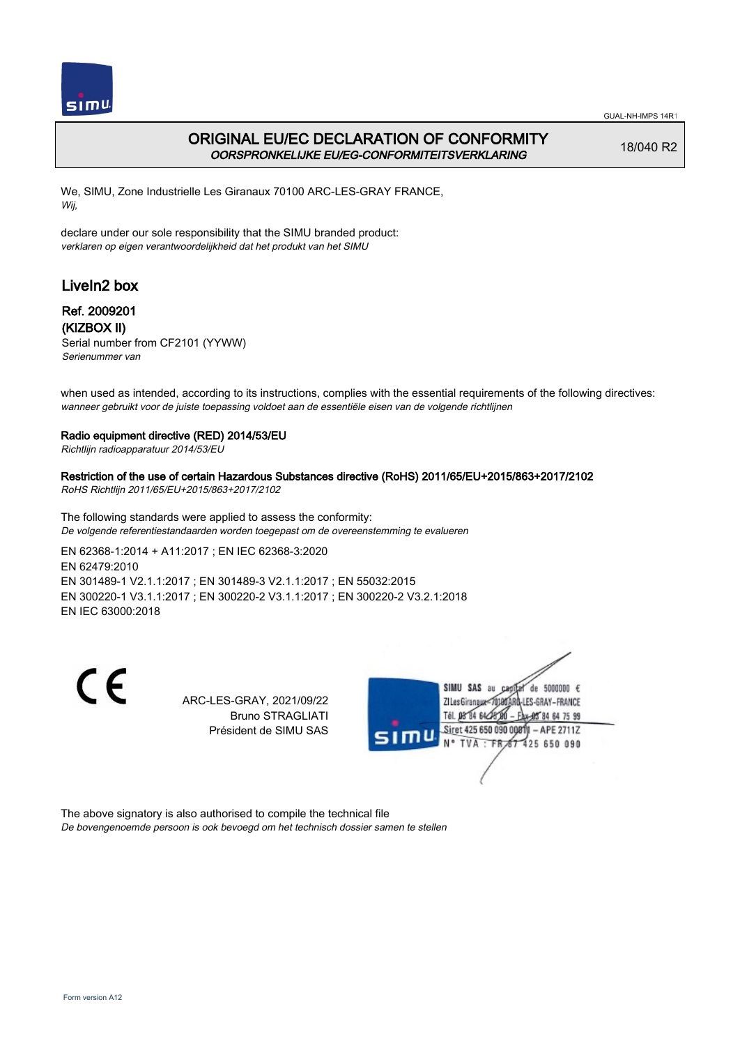# ORIGINAL EU/EC DECLARATION OF CONFORMITY

*OORSPRONKELIJKE EU/EG-CONFORMITEITSVERKLARING*

18/040 R2

We, SIMU, Zone Industrielle Les Giranaux 70100 ARC-LES-GRAY FRANCE,
*Wij,*

declare under our sole responsibility that the SIMU branded product:
*verklaren op eigen verantwoordelijkheid dat het produkt van het SIMU*

## LiveIn2 box

### Ref. 2009201
### (KIZBOX II)

Serial number from CF2101 (YYWW)
*Serienummer van*

when used as intended, according to its instructions, complies with the essential requirements of the following directives:
*wanneer gebruikt voor de juiste toepassing voldoet aan de essentiële eisen van de volgende richtlijnen*

**Radio equipment directive (RED) 2014/53/EU**
*Richtlijn radioapparatuur 2014/53/EU*

**Restriction of the use of certain Hazardous Substances directive (RoHS) 2011/65/EU+2015/863+2017/2102**
*RoHS Richtlijn 2011/65/EU+2015/863+2017/2102*

The following standards were applied to assess the conformity:
*De volgende referentiestandaarden worden toegepast om de overeenstemming te evalueren*

EN 62368-1:2014 + A11:2017 ; EN IEC 62368-3:2020
EN 62479:2010
EN 301489-1 V2.1.1:2017 ; EN 301489-3 V2.1.1:2017 ; EN 55032:2015
EN 300220-1 V3.1.1:2017 ; EN 300220-2 V3.1.1:2017 ; EN 300220-2 V3.2.1:2018
EN IEC 63000:2018

CE

ARC-LES-GRAY, 2021/09/22
Bruno STRAGLIATI
Président de SIMU SAS

SIMU SAS au capital de 5000000 €
ZI Les Giranaux 70100 ARC-LES-GRAY-FRANCE
Tél. 03 84 64 75 00 – Fax 03 84 64 75 99
Siret 425 650 090 00811 – APE 2711Z
N° TVA : FR 87 425 650 090

The above signatory is also authorised to compile the technical file
*De bovengenoemde persoon is ook bevoegd om het technisch dossier samen te stellen*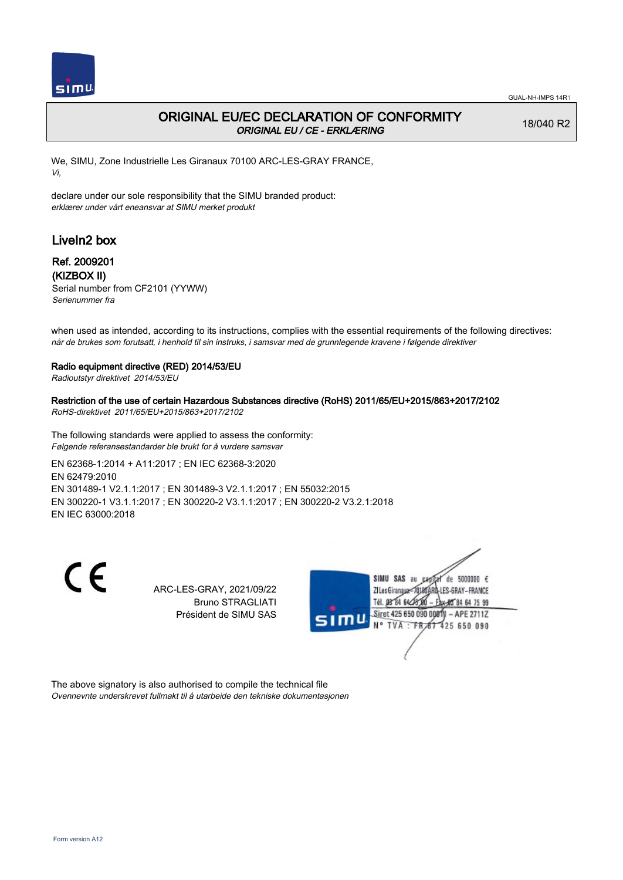GUAL-NH-IMPS 14R1

# ORIGINAL EU/EC DECLARATION OF CONFORMITY

*ORIGINAL EU / CE - ERKLÆRING*

18/040 R2

We, SIMU, Zone Industrielle Les Giranaux 70100 ARC-LES-GRAY FRANCE,
*Vi,*

declare under our sole responsibility that the SIMU branded product:
*erklærer under vårt eneansvar at SIMU merket produkt*

## LiveIn2 box

**Ref. 2009201**
**(KIZBOX II)**
Serial number from CF2101 (YYWW)
*Serienummer fra*

when used as intended, according to its instructions, complies with the essential requirements of the following directives:
*når de brukes som forutsatt, i henhold til sin instruks, i samsvar med de grunnlegende kravene i følgende direktiver*

**Radio equipment directive (RED) 2014/53/EU**
*Radioutstyr direktivet 2014/53/EU*

**Restriction of the use of certain Hazardous Substances directive (RoHS) 2011/65/EU+2015/863+2017/2102**
*RoHS-direktivet 2011/65/EU+2015/863+2017/2102*

The following standards were applied to assess the conformity:
*Følgende referansestandarder ble brukt for å vurdere samsvar*

EN 62368-1:2014 + A11:2017 ; EN IEC 62368-3:2020
EN 62479:2010
EN 301489-1 V2.1.1:2017 ; EN 301489-3 V2.1.1:2017 ; EN 55032:2015
EN 300220-1 V3.1.1:2017 ; EN 300220-2 V3.1.1:2017 ; EN 300220-2 V3.2.1:2018
EN IEC 63000:2018

CE

ARC-LES-GRAY, 2021/09/22
Bruno STRAGLIATI
Président de SIMU SAS

SIMU SAS au capital de 5000000 €
ZI Les Giranaux 70100 ARC-LES-GRAY – FRANCE
Tél. 03 84 64 75 00 – Fax 03 84 64 75 99
Siret 425 650 090 00011 – APE 2711Z
N° TVA : FR 87 425 650 090

The above signatory is also authorised to compile the technical file
*Ovennevnte underskrevet fullmakt til å utarbeide den tekniske dokumentasjonen*

Form version A12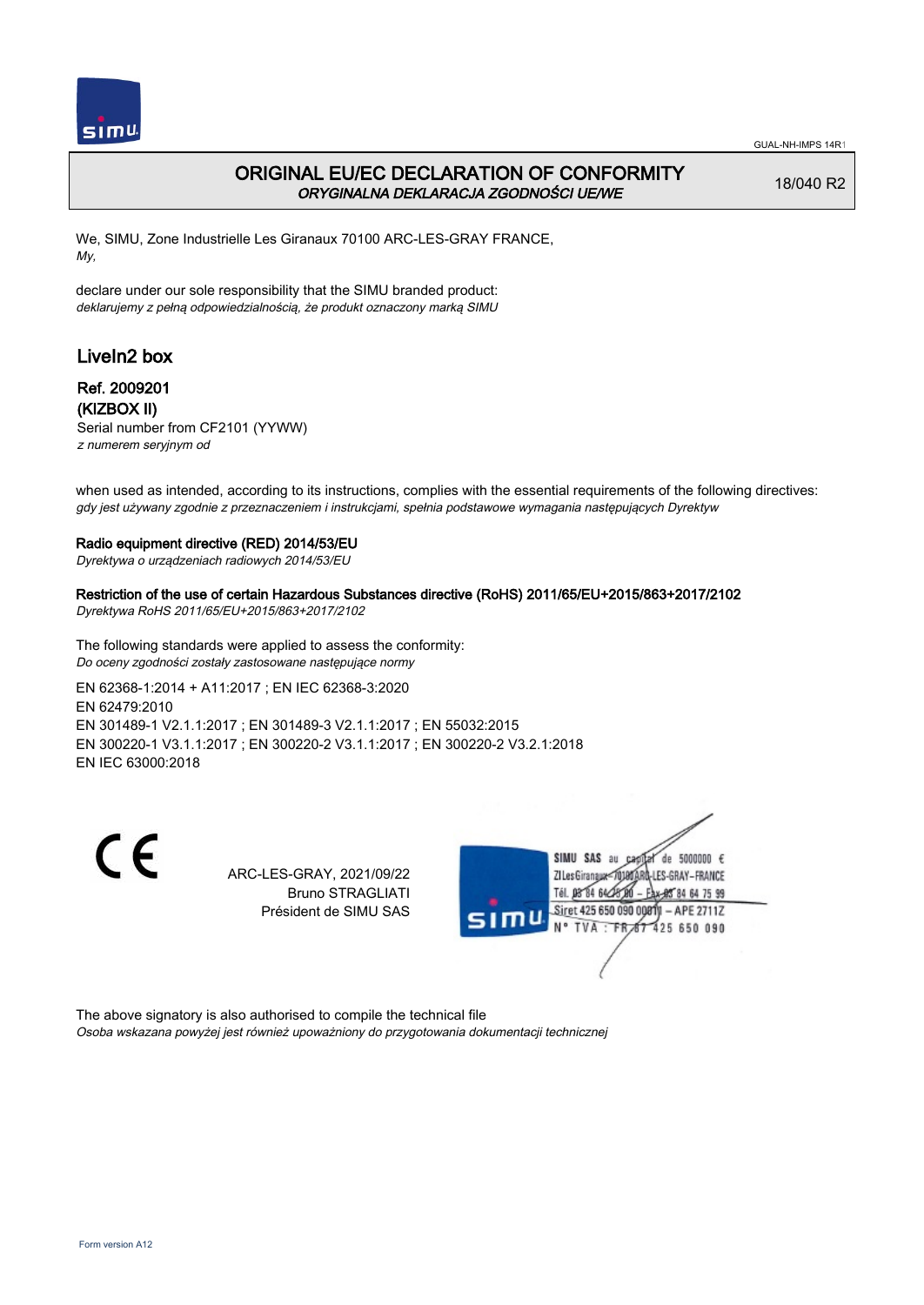# ORIGINAL EU/EC DECLARATION OF CONFORMITY
*ORYGINALNA DEKLARACJA ZGODNOŚCI UE/WE*

18/040 R2

We, SIMU, Zone Industrielle Les Giranaux 70100 ARC-LES-GRAY FRANCE,
*My,*

declare under our sole responsibility that the SIMU branded product:
*deklarujemy z pełną odpowiedzialnością, że produkt oznaczony marką SIMU*

## LiveIn2 box

### Ref. 2009201
### (KIZBOX II)

Serial number from CF2101 (YYWW)
*z numerem seryjnym od*

when used as intended, according to its instructions, complies with the essential requirements of the following directives:
*gdy jest używany zgodnie z przeznaczeniem i instrukcjami, spełnia podstawowe wymagania następujących Dyrektyw*

**Radio equipment directive (RED) 2014/53/EU**
*Dyrektywa o urządzeniach radiowych 2014/53/EU*

**Restriction of the use of certain Hazardous Substances directive (RoHS) 2011/65/EU+2015/863+2017/2102**
*Dyrektywa RoHS 2011/65/EU+2015/863+2017/2102*

The following standards were applied to assess the conformity:
*Do oceny zgodności zostały zastosowane następujące normy*

EN 62368-1:2014 + A11:2017 ; EN IEC 62368-3:2020
EN 62479:2010
EN 301489-1 V2.1.1:2017 ; EN 301489-3 V2.1.1:2017 ; EN 55032:2015
EN 300220-1 V3.1.1:2017 ; EN 300220-2 V3.1.1:2017 ; EN 300220-2 V3.2.1:2018
EN IEC 63000:2018

CE

ARC-LES-GRAY, 2021/09/22
Bruno STRAGLIATI
Président de SIMU SAS

SIMU SAS au capital de 5000000 €
ZI Les Giranaux 70100 ARC-LES-GRAY – FRANCE
Tél. 03 84 64 75 00 – Fax 03 84 64 75 99
Siret 425 650 090 00011 – APE 2711Z
N° TVA : FR 87 425 650 090

The above signatory is also authorised to compile the technical file
*Osoba wskazana powyżej jest również upoważniony do przygotowania dokumentacji technicznej*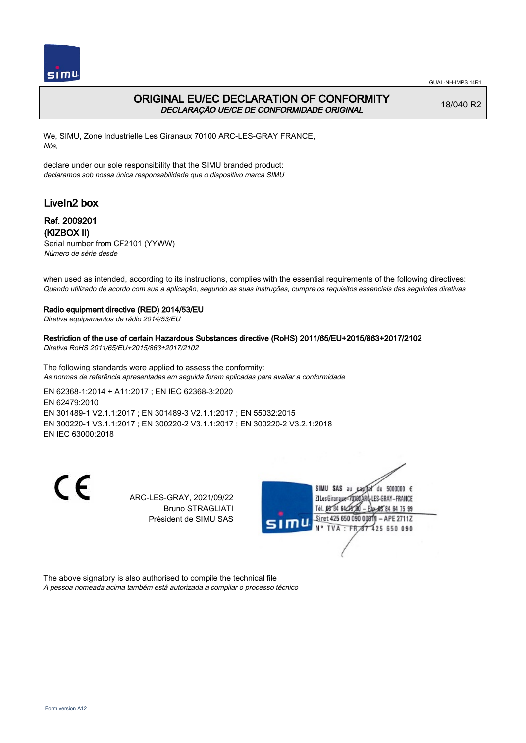GUAL-NH-IMPS 14R1

# ORIGINAL EU/EC DECLARATION OF CONFORMITY

*DECLARAÇÃO UE/CE DE CONFORMIDADE ORIGINAL*

18/040 R2

We, SIMU, Zone Industrielle Les Giranaux 70100 ARC-LES-GRAY FRANCE,
*Nós,*

declare under our sole responsibility that the SIMU branded product:
*declaramos sob nossa única responsabilidade que o dispositivo marca SIMU*

## LiveIn2 box

### Ref. 2009201
### (KIZBOX II)

Serial number from CF2101 (YYWW)
*Número de série desde*

when used as intended, according to its instructions, complies with the essential requirements of the following directives:
*Quando utilizado de acordo com sua a aplicação, segundo as suas instruções, cumpre os requisitos essenciais das seguintes diretivas*

**Radio equipment directive (RED) 2014/53/EU**
*Diretiva equipamentos de rádio 2014/53/EU*

**Restriction of the use of certain Hazardous Substances directive (RoHS) 2011/65/EU+2015/863+2017/2102**
*Diretiva RoHS 2011/65/EU+2015/863+2017/2102*

The following standards were applied to assess the conformity:
*As normas de referência apresentadas em seguida foram aplicadas para avaliar a conformidade*

EN 62368-1:2014 + A11:2017 ; EN IEC 62368-3:2020
EN 62479:2010
EN 301489-1 V2.1.1:2017 ; EN 301489-3 V2.1.1:2017 ; EN 55032:2015
EN 300220-1 V3.1.1:2017 ; EN 300220-2 V3.1.1:2017 ; EN 300220-2 V3.2.1:2018
EN IEC 63000:2018

CE

ARC-LES-GRAY, 2021/09/22
Bruno STRAGLIATI
Président de SIMU SAS

SIMU SAS au capital de 5000000 €
ZI Les Giranaux 70100 ARC-LES-GRAY-FRANCE
Tél. 03 84 64 75 00 – Fax 03 84 64 75 99
Siret 425 650 090 00011 – APE 2711Z
N° TVA : FR 87 425 650 090

The above signatory is also authorised to compile the technical file
*A pessoa nomeada acima também está autorizada a compilar o processo técnico*

Form version A12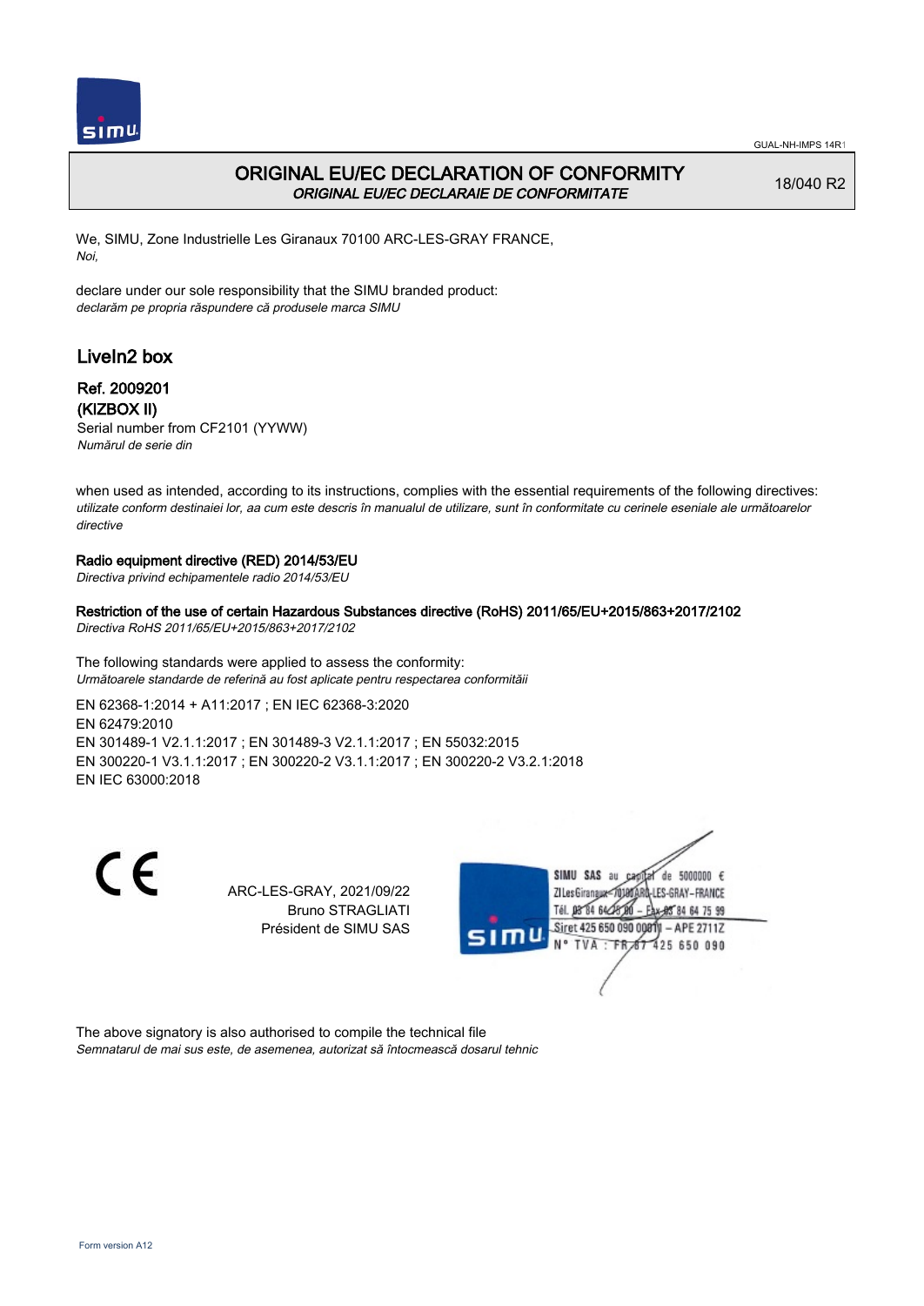# ORIGINAL EU/EC DECLARATION OF CONFORMITY

*ORIGINAL EU/EC DECLARAIE DE CONFORMITATE*

18/040 R2

We, SIMU, Zone Industrielle Les Giranaux 70100 ARC-LES-GRAY FRANCE,
*Noi,*

declare under our sole responsibility that the SIMU branded product:
*declarăm pe propria răspundere că produsele marca SIMU*

## LiveIn2 box

### Ref. 2009201
### (KIZBOX II)

Serial number from CF2101 (YYWW)
*Numărul de serie din*

when used as intended, according to its instructions, complies with the essential requirements of the following directives:
*utilizate conform destinaiei lor, aa cum este descris în manualul de utilizare, sunt în conformitate cu cerinele eseniale ale următoarelor directive*

**Radio equipment directive (RED) 2014/53/EU**
*Directiva privind echipamentele radio 2014/53/EU*

**Restriction of the use of certain Hazardous Substances directive (RoHS) 2011/65/EU+2015/863+2017/2102**
*Directiva RoHS 2011/65/EU+2015/863+2017/2102*

The following standards were applied to assess the conformity:
*Următoarele standarde de referină au fost aplicate pentru respectarea conformităii*

EN 62368-1:2014 + A11:2017 ; EN IEC 62368-3:2020
EN 62479:2010
EN 301489-1 V2.1.1:2017 ; EN 301489-3 V2.1.1:2017 ; EN 55032:2015
EN 300220-1 V3.1.1:2017 ; EN 300220-2 V3.1.1:2017 ; EN 300220-2 V3.2.1:2018
EN IEC 63000:2018

CE

ARC-LES-GRAY, 2021/09/22
Bruno STRAGLIATI
Président de SIMU SAS

SIMU SAS au capital de 5000000 €
ZI Les Giranaux 70100 ARC-LES-GRAY-FRANCE
Tél. 03 84 64 75 00 – Fax 03 84 64 75 99
Siret 425 650 090 00011 – APE 2711Z
N° TVA : FR 67 425 650 090

The above signatory is also authorised to compile the technical file
*Semnatarul de mai sus este, de asemenea, autorizat să întocmească dosarul tehnic*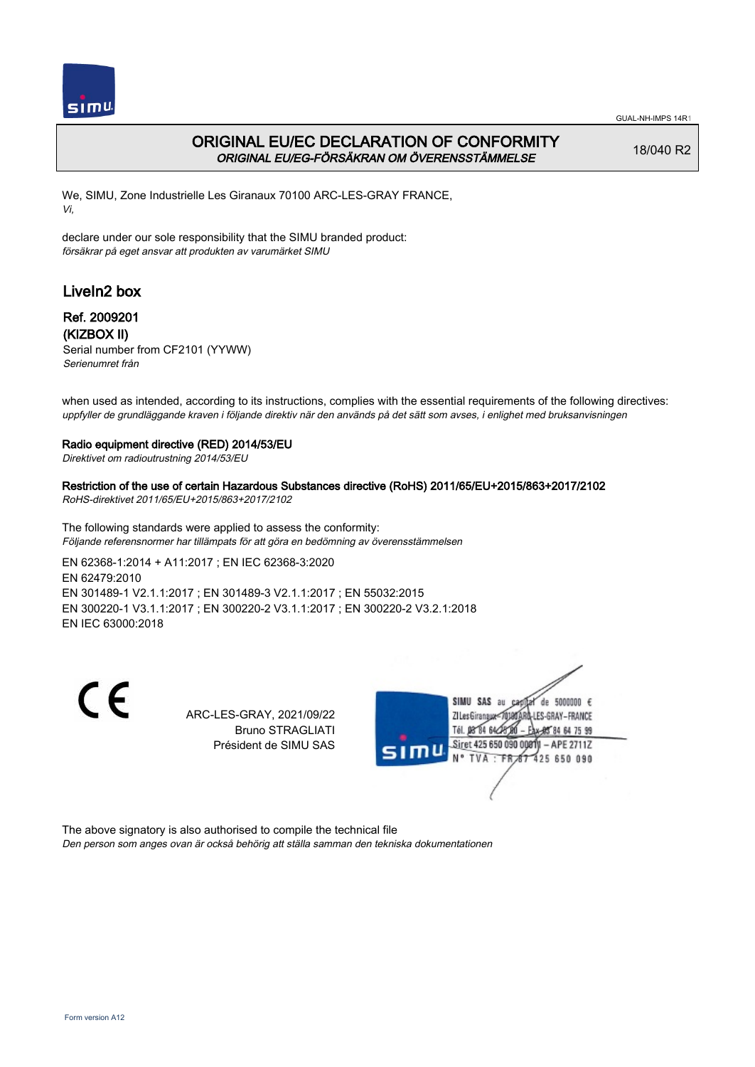# ORIGINAL EU/EC DECLARATION OF CONFORMITY
*ORIGINAL EU/EG-FÖRSÄKRAN OM ÖVERENSSTÄMMELSE*

18/040 R2

We, SIMU, Zone Industrielle Les Giranaux 70100 ARC-LES-GRAY FRANCE,
*Vi,*

declare under our sole responsibility that the SIMU branded product:
*försäkrar på eget ansvar att produkten av varumärket SIMU*

## LiveIn2 box

**Ref. 2009201**
**(KIZBOX II)**
Serial number from CF2101 (YYWW)
*Serienumret från*

when used as intended, according to its instructions, complies with the essential requirements of the following directives:
*uppfyller de grundläggande kraven i följande direktiv när den används på det sätt som avses, i enlighet med bruksanvisningen*

**Radio equipment directive (RED) 2014/53/EU**
*Direktivet om radioutrustning 2014/53/EU*

**Restriction of the use of certain Hazardous Substances directive (RoHS) 2011/65/EU+2015/863+2017/2102**
*RoHS-direktivet 2011/65/EU+2015/863+2017/2102*

The following standards were applied to assess the conformity:
*Följande referensnormer har tillämpats för att göra en bedömning av överensstämmelsen*

EN 62368-1:2014 + A11:2017 ; EN IEC 62368-3:2020
EN 62479:2010
EN 301489-1 V2.1.1:2017 ; EN 301489-3 V2.1.1:2017 ; EN 55032:2015
EN 300220-1 V3.1.1:2017 ; EN 300220-2 V3.1.1:2017 ; EN 300220-2 V3.2.1:2018
EN IEC 63000:2018

ARC-LES-GRAY, 2021/09/22
Bruno STRAGLIATI
Président de SIMU SAS

SIMU SAS au capital de 5000000 €
ZI Les Giranaux 70100 ARC-LES-GRAY-FRANCE
Tél. 03 84 64 75 00 – Fax 03 84 64 75 99
Siret 425 650 090 00011 – APE 2711Z
N° TVA : FR 87 425 650 090

The above signatory is also authorised to compile the technical file
*Den person som anges ovan är också behörig att ställa samman den tekniska dokumentationen*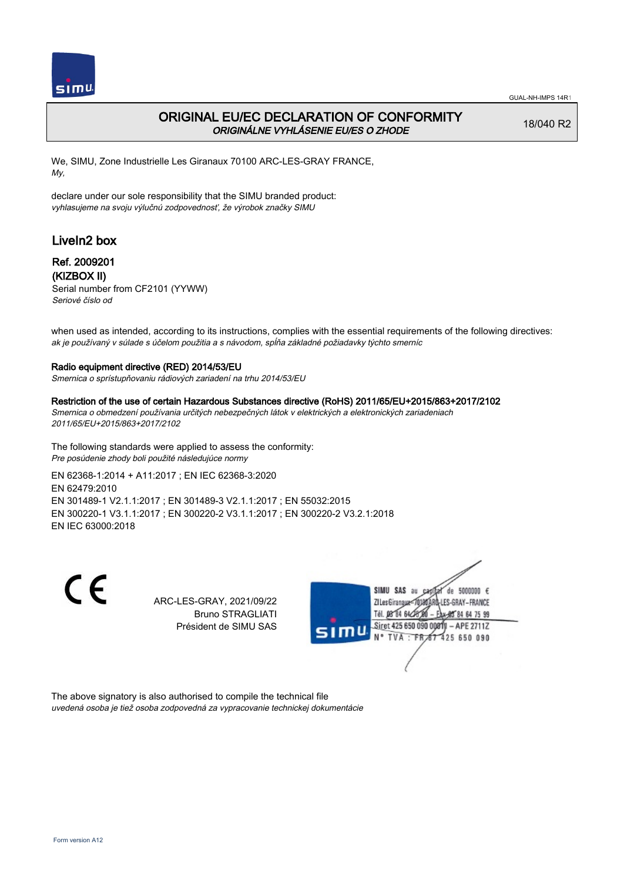# ORIGINAL EU/EC DECLARATION OF CONFORMITY
*ORIGINÁLNE VYHLÁSENIE EU/ES O ZHODE*

18/040 R2

We, SIMU, Zone Industrielle Les Giranaux 70100 ARC-LES-GRAY FRANCE,
*My,*

declare under our sole responsibility that the SIMU branded product:
*vyhlasujeme na svoju výlučnú zodpovednosť, že výrobok značky SIMU*

## LiveIn2 box

**Ref. 2009201**
**(KIZBOX II)**
Serial number from CF2101 (YYWW)
*Seriové číslo od*

when used as intended, according to its instructions, complies with the essential requirements of the following directives:
*ak je používaný v súlade s účelom použitia a s návodom, spĺňa základné požiadavky týchto smerníc*

**Radio equipment directive (RED) 2014/53/EU**
*Smernica o sprístupňovaniu rádiových zariadení na trhu 2014/53/EU*

**Restriction of the use of certain Hazardous Substances directive (RoHS) 2011/65/EU+2015/863+2017/2102**
*Smernica o obmedzení používania určitých nebezpečných látok v elektrických a elektronických zariadeniach 2011/65/EU+2015/863+2017/2102*

The following standards were applied to assess the conformity:
*Pre posúdenie zhody boli použité následujúce normy*

EN 62368-1:2014 + A11:2017 ; EN IEC 62368-3:2020
EN 62479:2010
EN 301489-1 V2.1.1:2017 ; EN 301489-3 V2.1.1:2017 ; EN 55032:2015
EN 300220-1 V3.1.1:2017 ; EN 300220-2 V3.1.1:2017 ; EN 300220-2 V3.2.1:2018
EN IEC 63000:2018

CE

ARC-LES-GRAY, 2021/09/22
Bruno STRAGLIATI
Président de SIMU SAS

SIMU SAS au capital de 5000000 €
ZI Les Giranaux 70100 ARC-LES-GRAY-FRANCE
Tél. 03 84 64 75 00 – Fax 03 84 64 75 99
Siret 425 650 090 00011 – APE 2711Z
N° TVA : FR 67 425 650 090

The above signatory is also authorised to compile the technical file
*uvedená osoba je tiež osoba zodpovedná za vypracovanie technickej dokumentácie*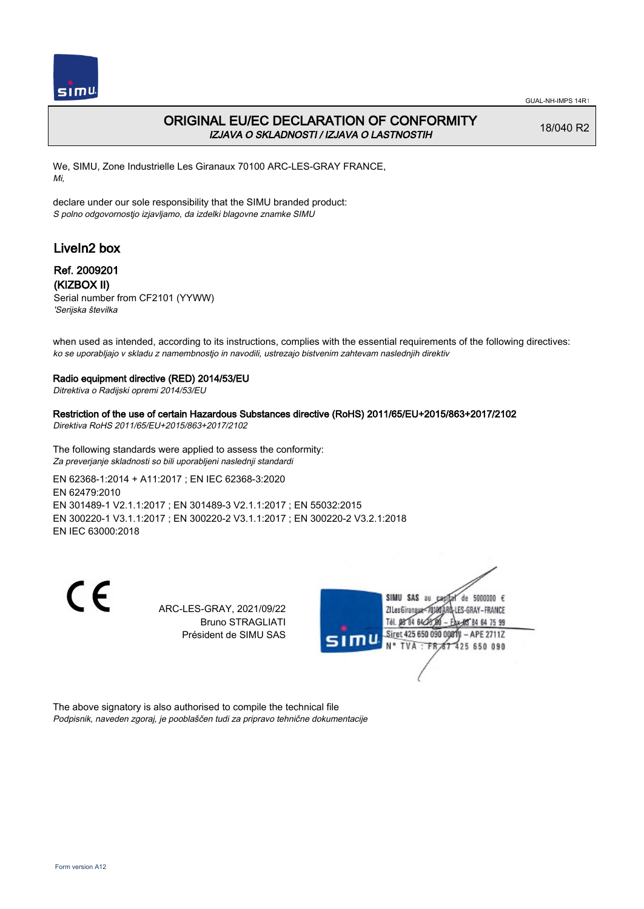# ORIGINAL EU/EC DECLARATION OF CONFORMITY

*IZJAVA O SKLADNOSTI / IZJAVA O LASTNOSTIH*

18/040 R2

We, SIMU, Zone Industrielle Les Giranaux 70100 ARC-LES-GRAY FRANCE,
*Mi,*

declare under our sole responsibility that the SIMU branded product:
*S polno odgovornostjo izjavljamo, da izdelki blagovne znamke SIMU*

## LiveIn2 box

### Ref. 2009201
### (KIZBOX II)

Serial number from CF2101 (YYWW)
*'Serijska številka*

when used as intended, according to its instructions, complies with the essential requirements of the following directives:
*ko se uporabljajo v skladu z namembnostjo in navodili, ustrezajo bistvenim zahtevam naslednjih direktiv*

**Radio equipment directive (RED) 2014/53/EU**
*Ditrektiva o Radijski opremi 2014/53/EU*

**Restriction of the use of certain Hazardous Substances directive (RoHS) 2011/65/EU+2015/863+2017/2102**
*Direktiva RoHS 2011/65/EU+2015/863+2017/2102*

The following standards were applied to assess the conformity:
*Za preverjanje skladnosti so bili uporabljeni naslednji standardi*

EN 62368-1:2014 + A11:2017 ; EN IEC 62368-3:2020
EN 62479:2010
EN 301489-1 V2.1.1:2017 ; EN 301489-3 V2.1.1:2017 ; EN 55032:2015
EN 300220-1 V3.1.1:2017 ; EN 300220-2 V3.1.1:2017 ; EN 300220-2 V3.2.1:2018
EN IEC 63000:2018

CE

ARC-LES-GRAY, 2021/09/22
Bruno STRAGLIATI
Président de SIMU SAS

SIMU SAS au capital de 5000000 €
ZI Les Giranaux 70100 ARC-LES-GRAY-FRANCE
Tél. 03 84 64 75 00 – Fax 03 84 64 75 99
Siret 425 650 090 00011 – APE 2711Z
N° TVA : FR 67 425 650 090

The above signatory is also authorised to compile the technical file
*Podpisnik, naveden zgoraj, je pooblaščen tudi za pripravo tehnične dokumentacije*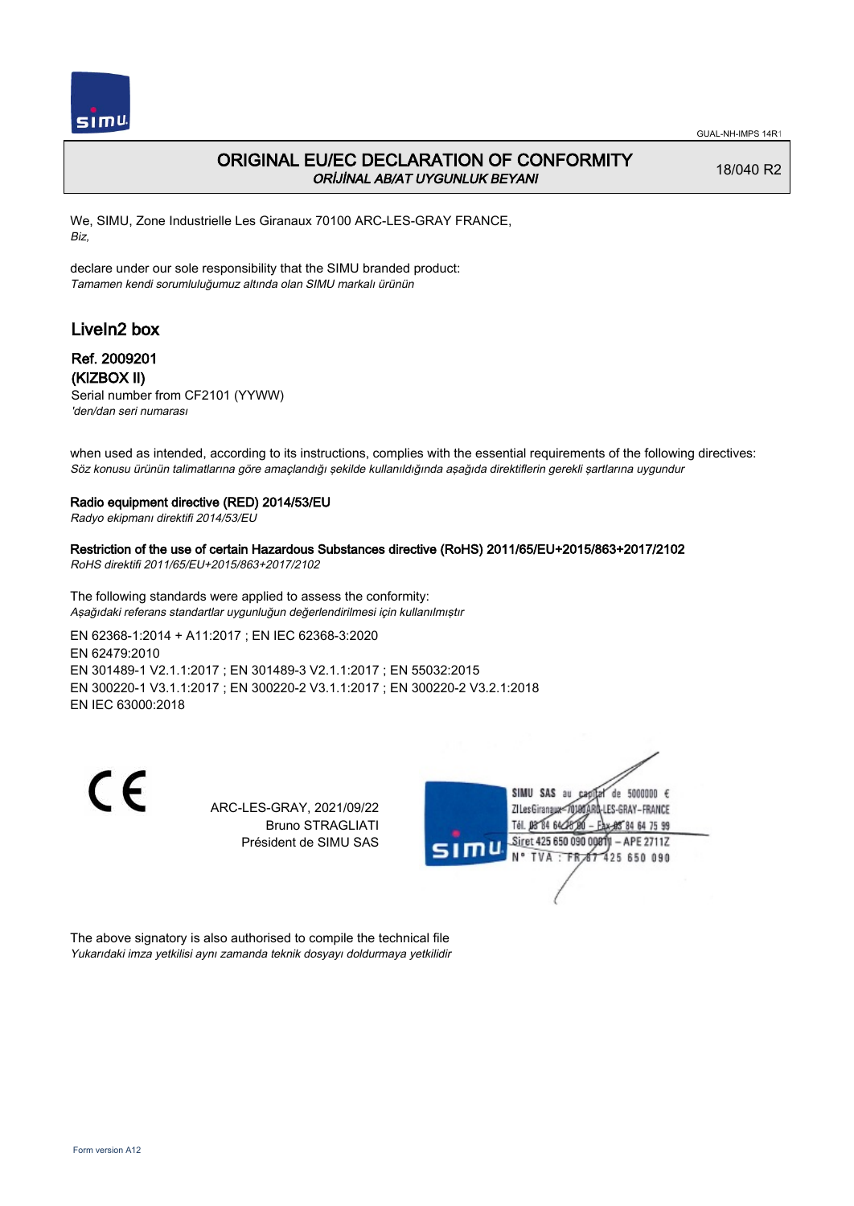GUAL-NH-IMPS 14R1

# ORIGINAL EU/EC DECLARATION OF CONFORMITY
*ORİJİNAL AB/AT UYGUNLUK BEYANI*

18/040 R2

We, SIMU, Zone Industrielle Les Giranaux 70100 ARC-LES-GRAY FRANCE,
*Biz,*

declare under our sole responsibility that the SIMU branded product:
*Tamamen kendi sorumluluğumuz altında olan SIMU markalı ürünün*

## LiveIn2 box

### Ref. 2009201
### (KIZBOX II)

Serial number from CF2101 (YYWW)
*'den/dan seri numarası*

when used as intended, according to its instructions, complies with the essential requirements of the following directives:
*Söz konusu ürünün talimatlarına göre amaçlandığı şekilde kullanıldığında aşağıda direktiflerin gerekli şartlarına uygundur*

**Radio equipment directive (RED) 2014/53/EU**
*Radyo ekipmanı direktifi 2014/53/EU*

**Restriction of the use of certain Hazardous Substances directive (RoHS) 2011/65/EU+2015/863+2017/2102**
*RoHS direktifi 2011/65/EU+2015/863+2017/2102*

The following standards were applied to assess the conformity:
*Aşağıdaki referans standartlar uygunluğun değerlendirilmesi için kullanılmıştır*

EN 62368-1:2014 + A11:2017 ; EN IEC 62368-3:2020
EN 62479:2010
EN 301489-1 V2.1.1:2017 ; EN 301489-3 V2.1.1:2017 ; EN 55032:2015
EN 300220-1 V3.1.1:2017 ; EN 300220-2 V3.1.1:2017 ; EN 300220-2 V3.2.1:2018
EN IEC 63000:2018

ARC-LES-GRAY, 2021/09/22
Bruno STRAGLIATI
Président de SIMU SAS

SIMU SAS au capital de 5000000 €
ZI Les Giranaux 70100 ARC-LES-GRAY–FRANCE
Tél. 03 84 64 75 00 – Fax 03 84 64 75 99
Siret 425 650 090 00011 – APE 2711Z
N° TVA : FR 87 425 650 090

The above signatory is also authorised to compile the technical file
*Yukarıdaki imza yetkilisi aynı zamanda teknik dosyayı doldurmaya yetkilidir*

Form version A12